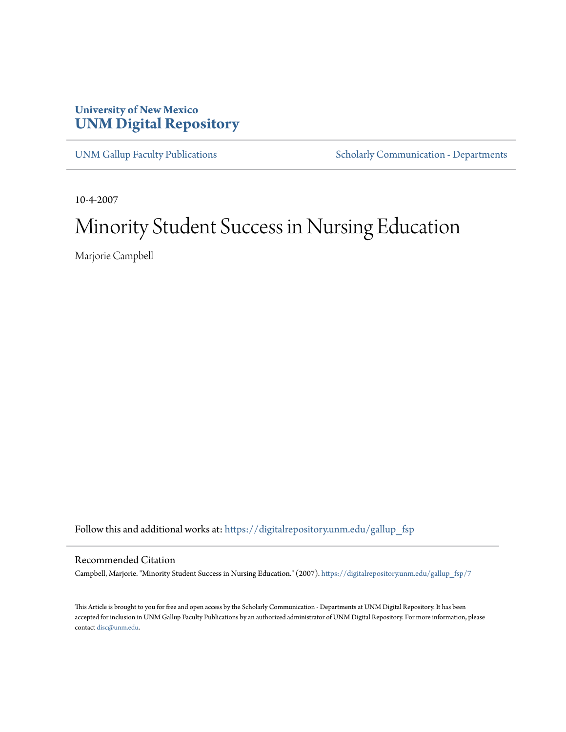University of New Mexico
**UNM Digital Repository**

UNM Gallup Faculty Publications | Scholarly Communication - Departments

10-4-2007

# Minority Student Success in Nursing Education

Marjorie Campbell

Follow this and additional works at: https://digitalrepository.unm.edu/gallup_fsp

## Recommended Citation

Campbell, Marjorie. "Minority Student Success in Nursing Education." (2007). https://digitalrepository.unm.edu/gallup_fsp/7

This Article is brought to you for free and open access by the Scholarly Communication - Departments at UNM Digital Repository. It has been accepted for inclusion in UNM Gallup Faculty Publications by an authorized administrator of UNM Digital Repository. For more information, please contact disc@unm.edu.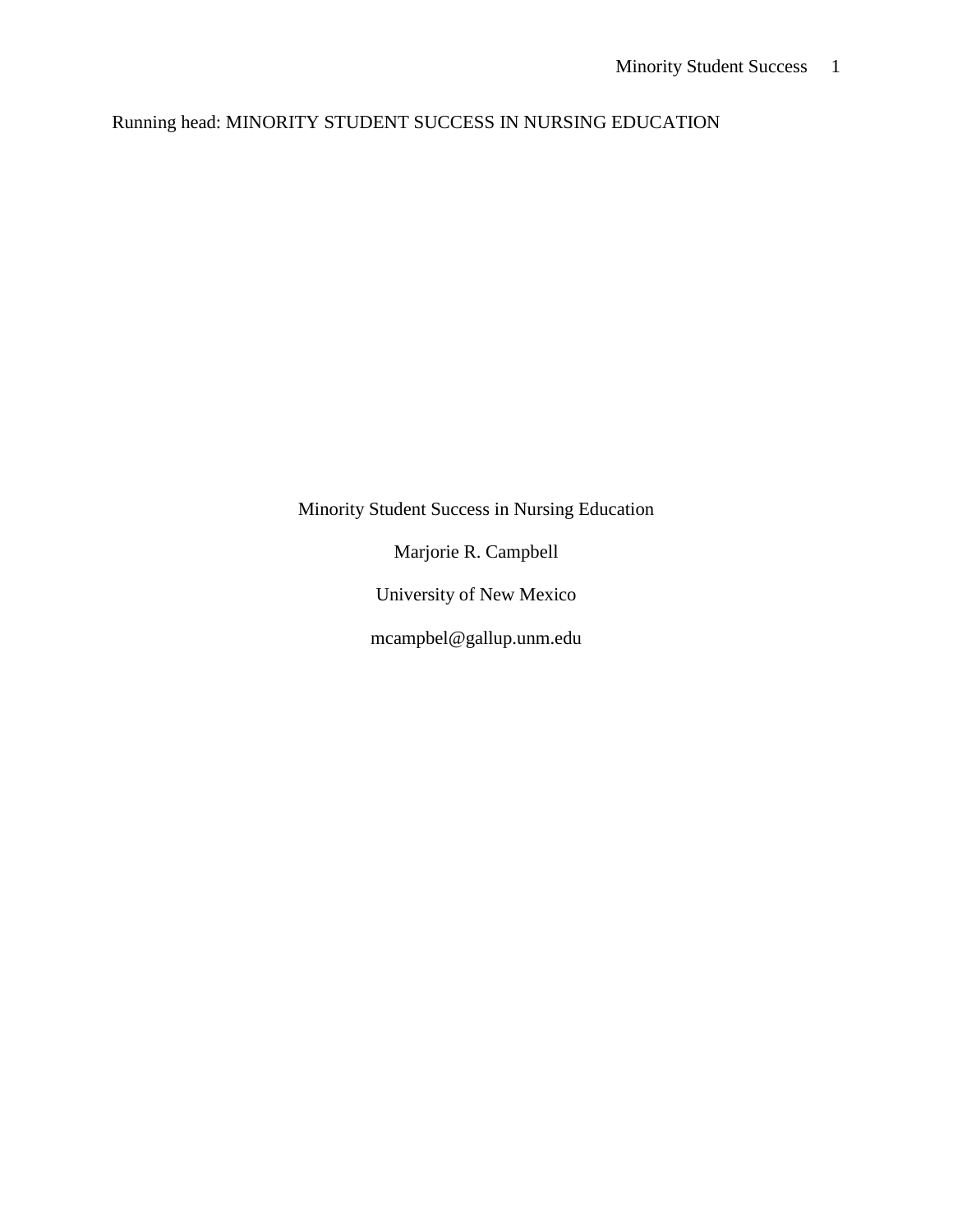Running head: MINORITY STUDENT SUCCESS IN NURSING EDUCATION

Minority Student Success in Nursing Education

Marjorie R. Campbell

University of New Mexico

mcampbel@gallup.unm.edu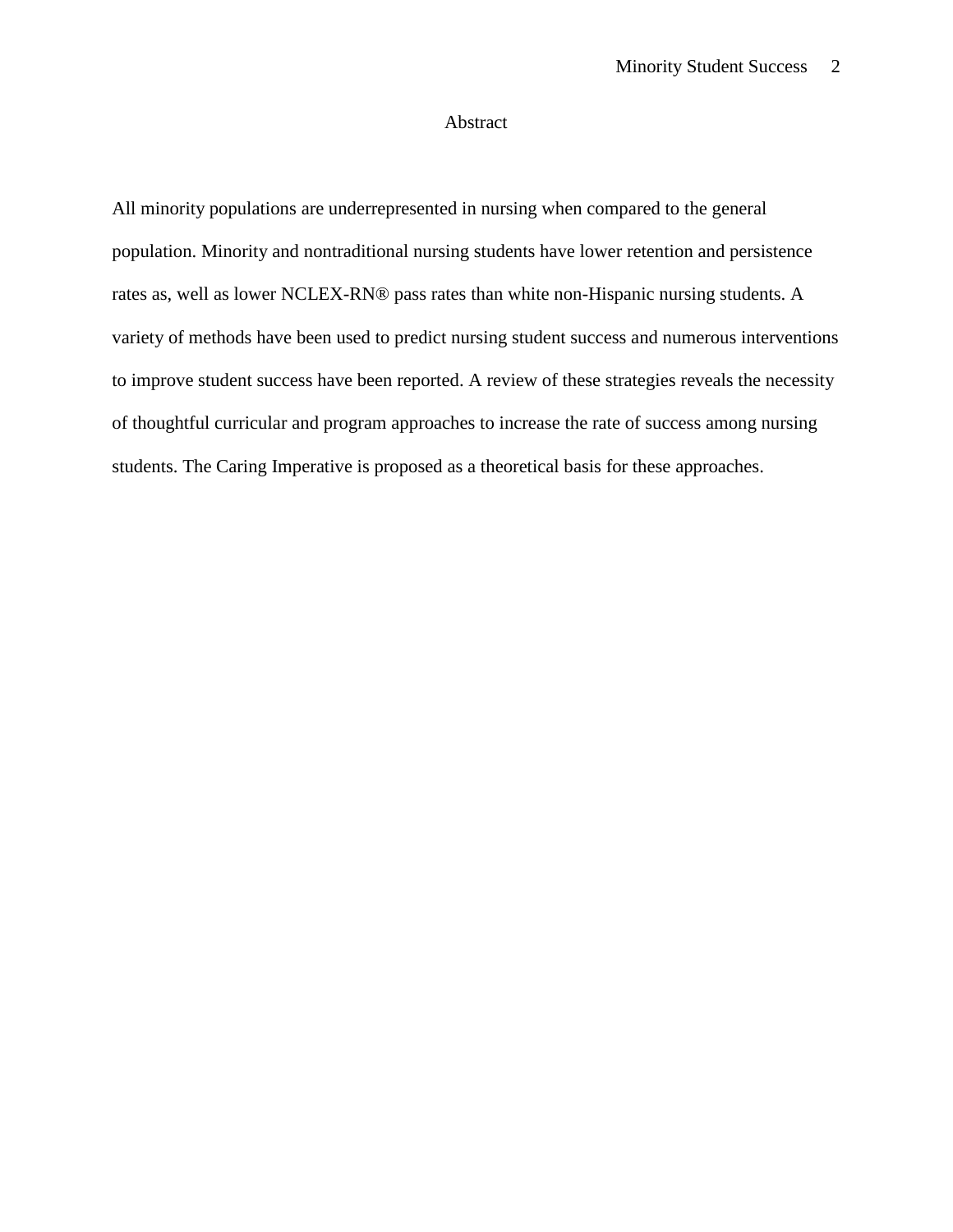## Abstract

All minority populations are underrepresented in nursing when compared to the general population. Minority and nontraditional nursing students have lower retention and persistence rates as, well as lower NCLEX-RN® pass rates than white non-Hispanic nursing students. A variety of methods have been used to predict nursing student success and numerous interventions to improve student success have been reported. A review of these strategies reveals the necessity of thoughtful curricular and program approaches to increase the rate of success among nursing students. The Caring Imperative is proposed as a theoretical basis for these approaches.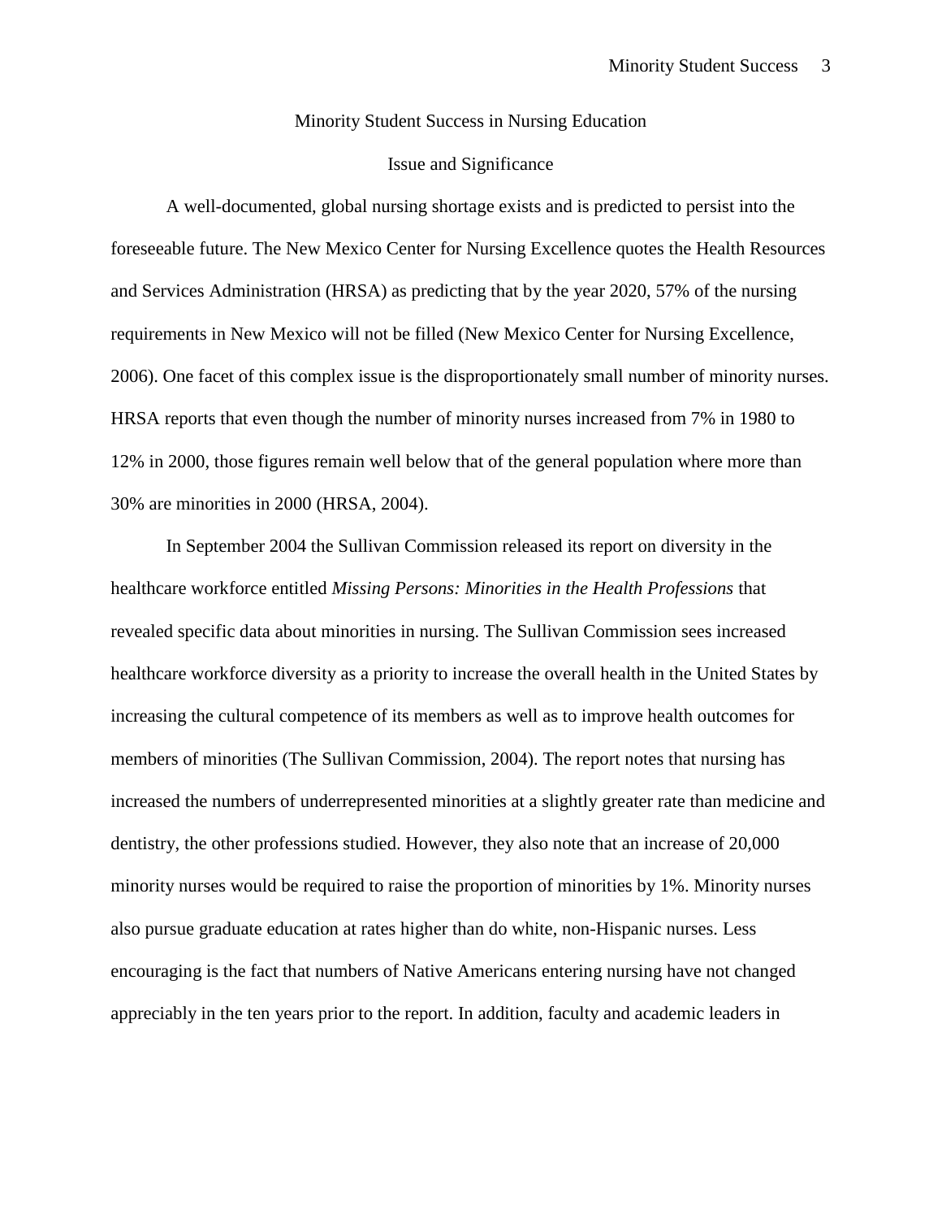# Minority Student Success in Nursing Education

## Issue and Significance

A well-documented, global nursing shortage exists and is predicted to persist into the foreseeable future. The New Mexico Center for Nursing Excellence quotes the Health Resources and Services Administration (HRSA) as predicting that by the year 2020, 57% of the nursing requirements in New Mexico will not be filled (New Mexico Center for Nursing Excellence, 2006). One facet of this complex issue is the disproportionately small number of minority nurses. HRSA reports that even though the number of minority nurses increased from 7% in 1980 to 12% in 2000, those figures remain well below that of the general population where more than 30% are minorities in 2000 (HRSA, 2004).

In September 2004 the Sullivan Commission released its report on diversity in the healthcare workforce entitled *Missing Persons: Minorities in the Health Professions* that revealed specific data about minorities in nursing. The Sullivan Commission sees increased healthcare workforce diversity as a priority to increase the overall health in the United States by increasing the cultural competence of its members as well as to improve health outcomes for members of minorities (The Sullivan Commission, 2004). The report notes that nursing has increased the numbers of underrepresented minorities at a slightly greater rate than medicine and dentistry, the other professions studied. However, they also note that an increase of 20,000 minority nurses would be required to raise the proportion of minorities by 1%. Minority nurses also pursue graduate education at rates higher than do white, non-Hispanic nurses. Less encouraging is the fact that numbers of Native Americans entering nursing have not changed appreciably in the ten years prior to the report. In addition, faculty and academic leaders in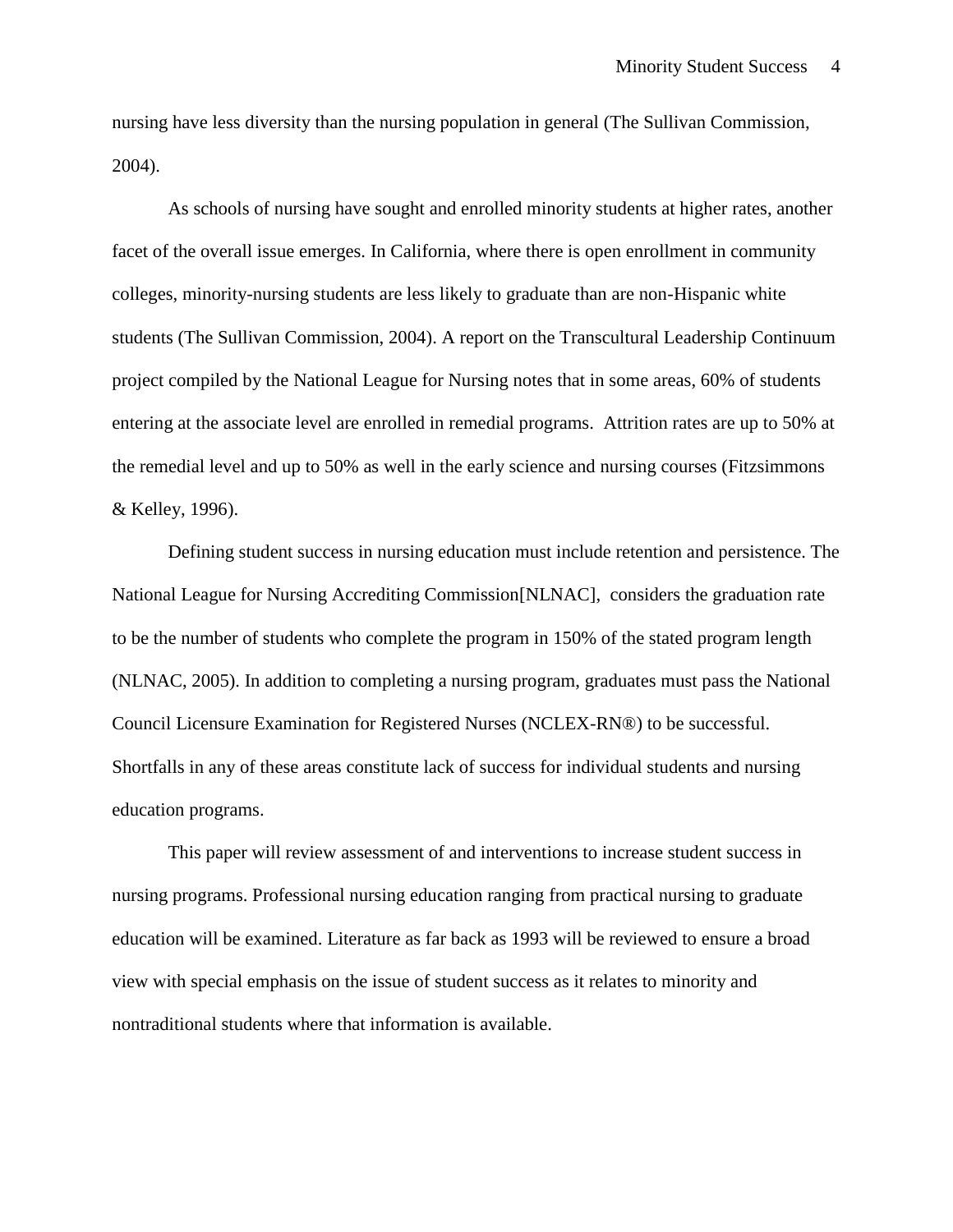nursing have less diversity than the nursing population in general (The Sullivan Commission, 2004).

As schools of nursing have sought and enrolled minority students at higher rates, another facet of the overall issue emerges. In California, where there is open enrollment in community colleges, minority-nursing students are less likely to graduate than are non-Hispanic white students (The Sullivan Commission, 2004). A report on the Transcultural Leadership Continuum project compiled by the National League for Nursing notes that in some areas, 60% of students entering at the associate level are enrolled in remedial programs. Attrition rates are up to 50% at the remedial level and up to 50% as well in the early science and nursing courses (Fitzsimmons & Kelley, 1996).

Defining student success in nursing education must include retention and persistence. The National League for Nursing Accrediting Commission[NLNAC], considers the graduation rate to be the number of students who complete the program in 150% of the stated program length (NLNAC, 2005). In addition to completing a nursing program, graduates must pass the National Council Licensure Examination for Registered Nurses (NCLEX-RN®) to be successful. Shortfalls in any of these areas constitute lack of success for individual students and nursing education programs.

This paper will review assessment of and interventions to increase student success in nursing programs. Professional nursing education ranging from practical nursing to graduate education will be examined. Literature as far back as 1993 will be reviewed to ensure a broad view with special emphasis on the issue of student success as it relates to minority and nontraditional students where that information is available.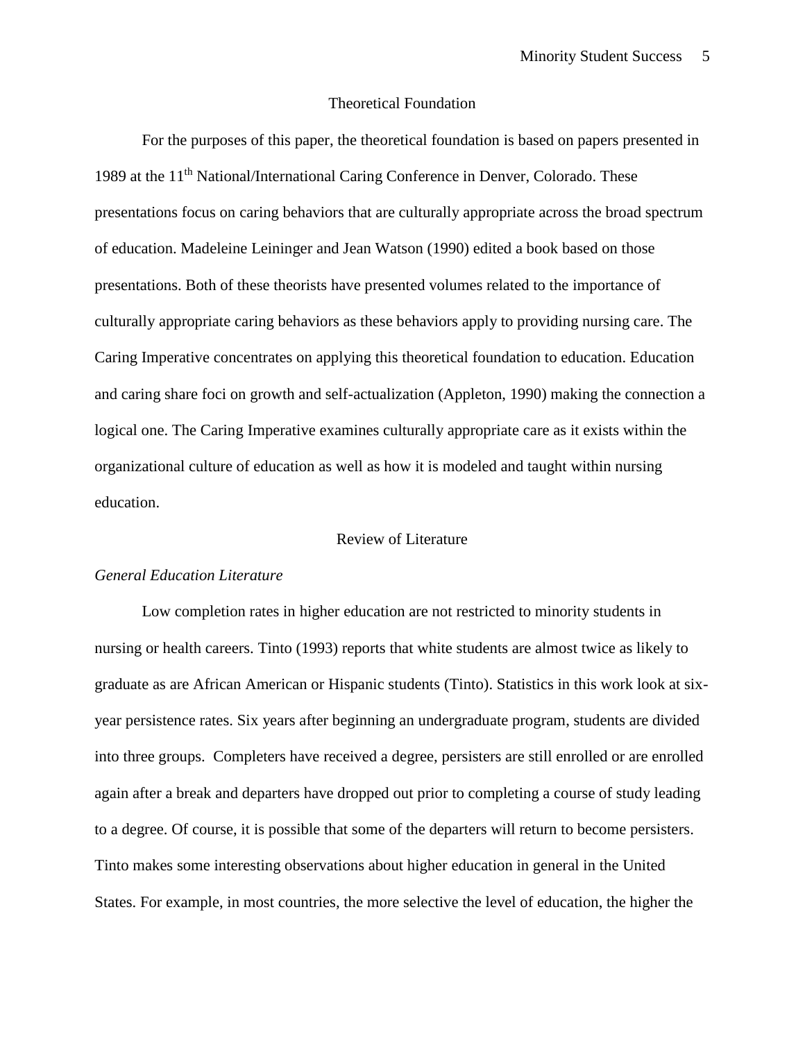## Theoretical Foundation

For the purposes of this paper, the theoretical foundation is based on papers presented in 1989 at the 11th National/International Caring Conference in Denver, Colorado. These presentations focus on caring behaviors that are culturally appropriate across the broad spectrum of education. Madeleine Leininger and Jean Watson (1990) edited a book based on those presentations. Both of these theorists have presented volumes related to the importance of culturally appropriate caring behaviors as these behaviors apply to providing nursing care. The Caring Imperative concentrates on applying this theoretical foundation to education. Education and caring share foci on growth and self-actualization (Appleton, 1990) making the connection a logical one. The Caring Imperative examines culturally appropriate care as it exists within the organizational culture of education as well as how it is modeled and taught within nursing education.

## Review of Literature

### *General Education Literature*

Low completion rates in higher education are not restricted to minority students in nursing or health careers. Tinto (1993) reports that white students are almost twice as likely to graduate as are African American or Hispanic students (Tinto). Statistics in this work look at six-year persistence rates. Six years after beginning an undergraduate program, students are divided into three groups. Completers have received a degree, persisters are still enrolled or are enrolled again after a break and departers have dropped out prior to completing a course of study leading to a degree. Of course, it is possible that some of the departers will return to become persisters. Tinto makes some interesting observations about higher education in general in the United States. For example, in most countries, the more selective the level of education, the higher the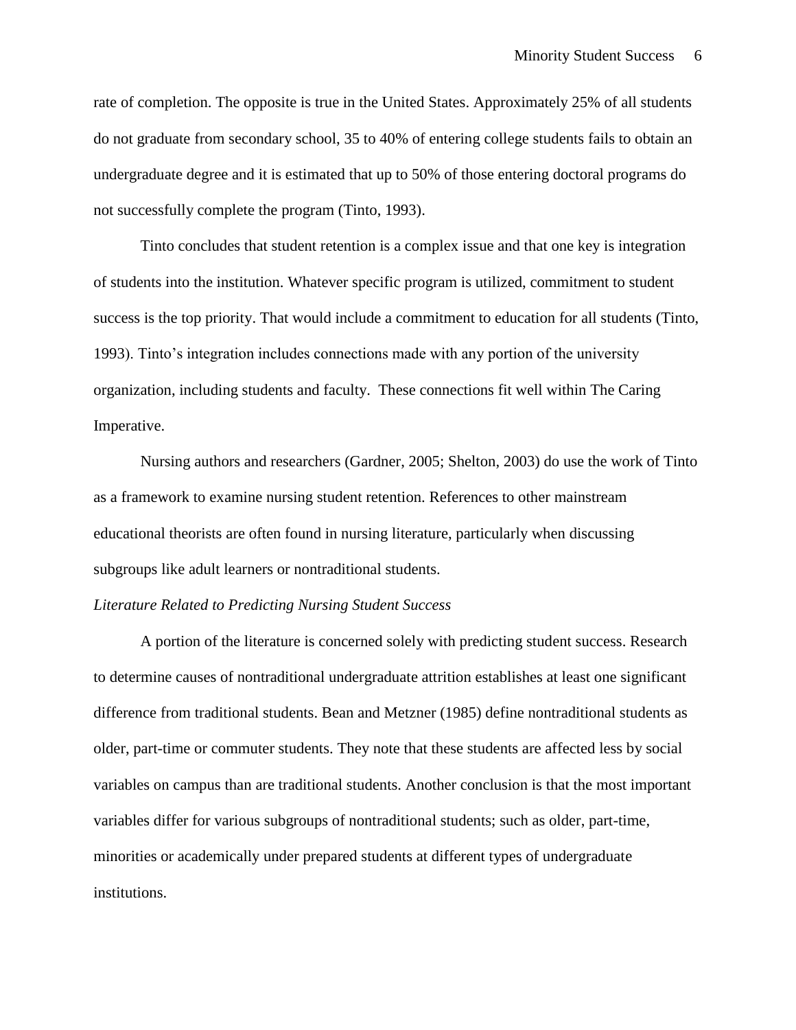rate of completion. The opposite is true in the United States. Approximately 25% of all students do not graduate from secondary school, 35 to 40% of entering college students fails to obtain an undergraduate degree and it is estimated that up to 50% of those entering doctoral programs do not successfully complete the program (Tinto, 1993).

Tinto concludes that student retention is a complex issue and that one key is integration of students into the institution. Whatever specific program is utilized, commitment to student success is the top priority. That would include a commitment to education for all students (Tinto, 1993). Tinto's integration includes connections made with any portion of the university organization, including students and faculty.  These connections fit well within The Caring Imperative.

Nursing authors and researchers (Gardner, 2005; Shelton, 2003) do use the work of Tinto as a framework to examine nursing student retention. References to other mainstream educational theorists are often found in nursing literature, particularly when discussing subgroups like adult learners or nontraditional students.

*Literature Related to Predicting Nursing Student Success*

A portion of the literature is concerned solely with predicting student success. Research to determine causes of nontraditional undergraduate attrition establishes at least one significant difference from traditional students. Bean and Metzner (1985) define nontraditional students as older, part-time or commuter students. They note that these students are affected less by social variables on campus than are traditional students. Another conclusion is that the most important variables differ for various subgroups of nontraditional students; such as older, part-time, minorities or academically under prepared students at different types of undergraduate institutions.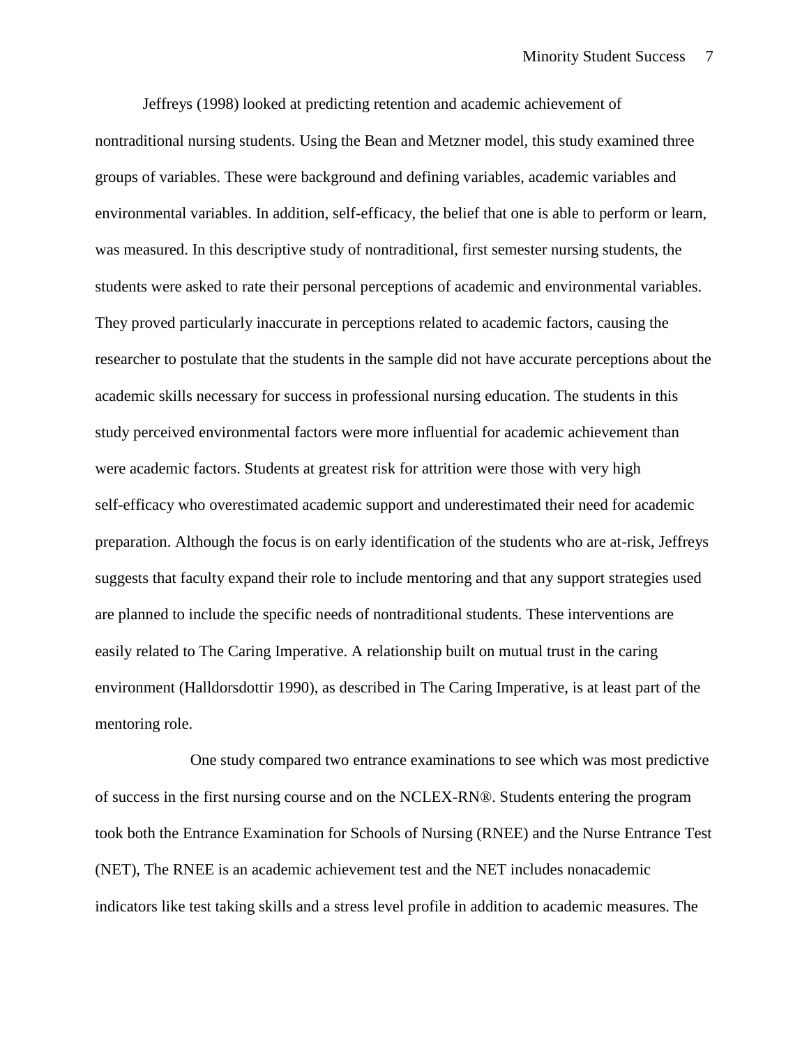Jeffreys (1998) looked at predicting retention and academic achievement of nontraditional nursing students. Using the Bean and Metzner model, this study examined three groups of variables. These were background and defining variables, academic variables and environmental variables. In addition, self-efficacy, the belief that one is able to perform or learn, was measured. In this descriptive study of nontraditional, first semester nursing students, the students were asked to rate their personal perceptions of academic and environmental variables. They proved particularly inaccurate in perceptions related to academic factors, causing the researcher to postulate that the students in the sample did not have accurate perceptions about the academic skills necessary for success in professional nursing education. The students in this study perceived environmental factors were more influential for academic achievement than were academic factors. Students at greatest risk for attrition were those with very high self-efficacy who overestimated academic support and underestimated their need for academic preparation. Although the focus is on early identification of the students who are at-risk, Jeffreys suggests that faculty expand their role to include mentoring and that any support strategies used are planned to include the specific needs of nontraditional students. These interventions are easily related to The Caring Imperative. A relationship built on mutual trust in the caring environment (Halldorsdottir 1990), as described in The Caring Imperative, is at least part of the mentoring role.

One study compared two entrance examinations to see which was most predictive of success in the first nursing course and on the NCLEX-RN®. Students entering the program took both the Entrance Examination for Schools of Nursing (RNEE) and the Nurse Entrance Test (NET), The RNEE is an academic achievement test and the NET includes nonacademic indicators like test taking skills and a stress level profile in addition to academic measures. The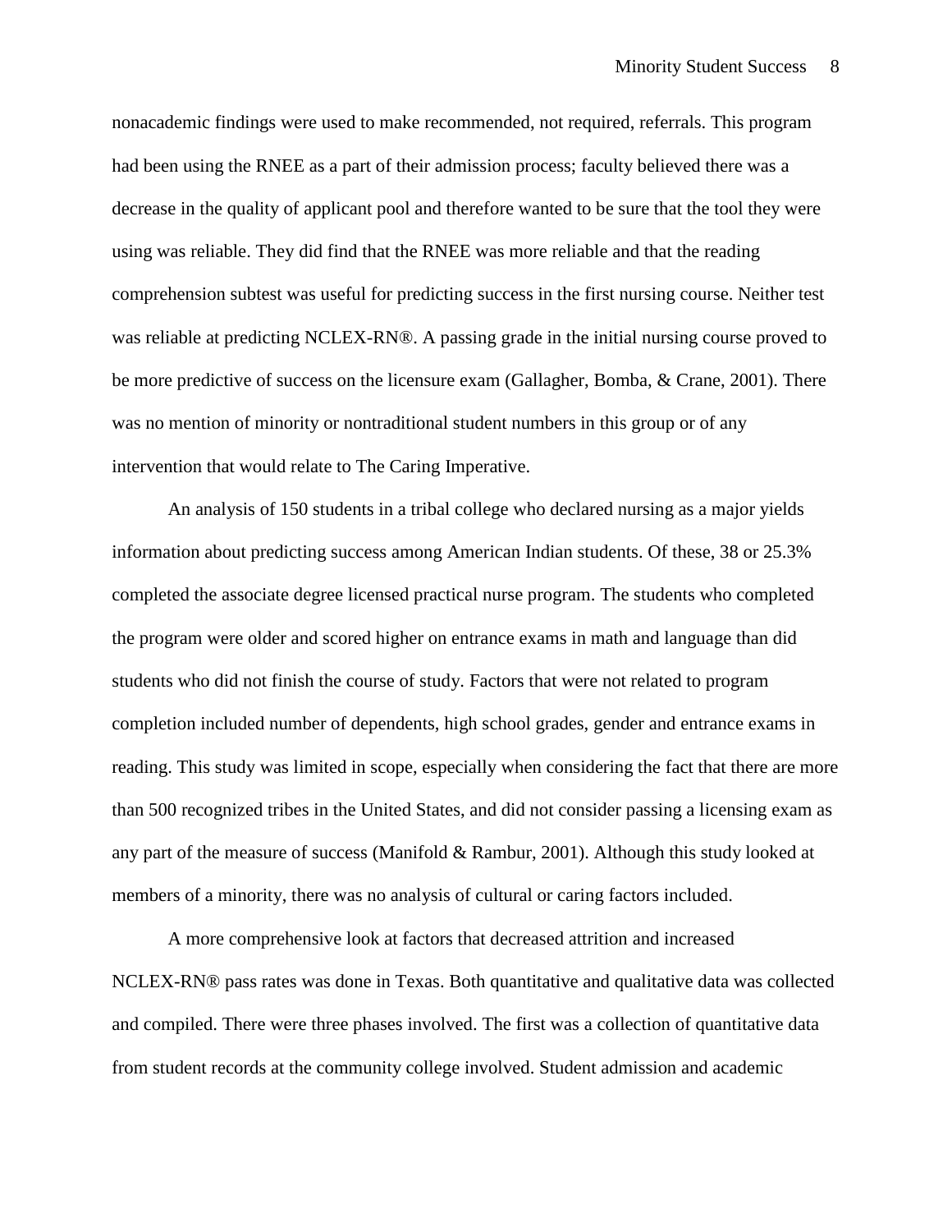nonacademic findings were used to make recommended, not required, referrals. This program had been using the RNEE as a part of their admission process; faculty believed there was a decrease in the quality of applicant pool and therefore wanted to be sure that the tool they were using was reliable. They did find that the RNEE was more reliable and that the reading comprehension subtest was useful for predicting success in the first nursing course. Neither test was reliable at predicting NCLEX-RN®. A passing grade in the initial nursing course proved to be more predictive of success on the licensure exam (Gallagher, Bomba, & Crane, 2001). There was no mention of minority or nontraditional student numbers in this group or of any intervention that would relate to The Caring Imperative.

An analysis of 150 students in a tribal college who declared nursing as a major yields information about predicting success among American Indian students. Of these, 38 or 25.3% completed the associate degree licensed practical nurse program. The students who completed the program were older and scored higher on entrance exams in math and language than did students who did not finish the course of study. Factors that were not related to program completion included number of dependents, high school grades, gender and entrance exams in reading. This study was limited in scope, especially when considering the fact that there are more than 500 recognized tribes in the United States, and did not consider passing a licensing exam as any part of the measure of success (Manifold & Rambur, 2001). Although this study looked at members of a minority, there was no analysis of cultural or caring factors included.

A more comprehensive look at factors that decreased attrition and increased NCLEX-RN® pass rates was done in Texas. Both quantitative and qualitative data was collected and compiled. There were three phases involved. The first was a collection of quantitative data from student records at the community college involved. Student admission and academic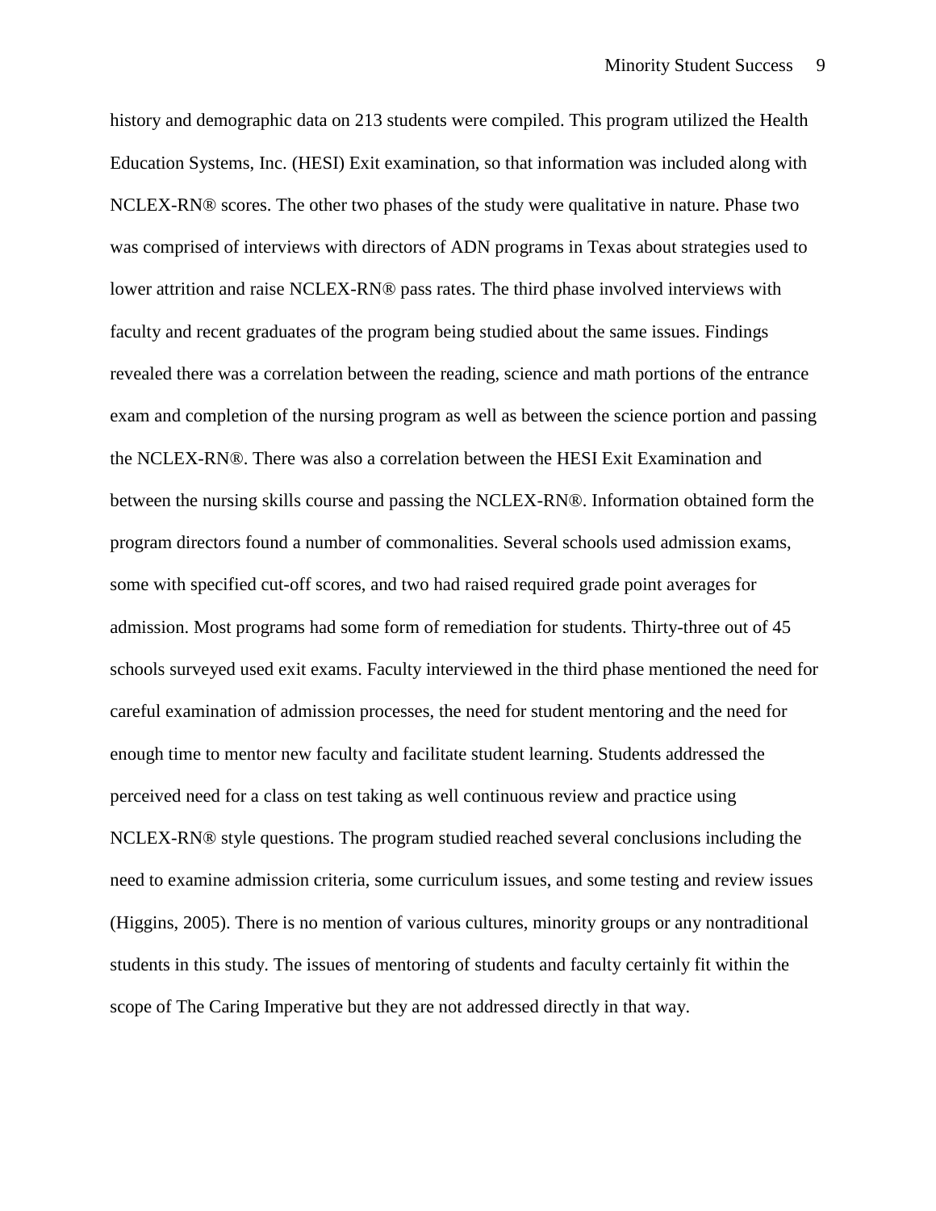history and demographic data on 213 students were compiled. This program utilized the Health Education Systems, Inc. (HESI) Exit examination, so that information was included along with NCLEX-RN® scores. The other two phases of the study were qualitative in nature. Phase two was comprised of interviews with directors of ADN programs in Texas about strategies used to lower attrition and raise NCLEX-RN® pass rates. The third phase involved interviews with faculty and recent graduates of the program being studied about the same issues. Findings revealed there was a correlation between the reading, science and math portions of the entrance exam and completion of the nursing program as well as between the science portion and passing the NCLEX-RN®. There was also a correlation between the HESI Exit Examination and between the nursing skills course and passing the NCLEX-RN®. Information obtained form the program directors found a number of commonalities. Several schools used admission exams, some with specified cut-off scores, and two had raised required grade point averages for admission. Most programs had some form of remediation for students. Thirty-three out of 45 schools surveyed used exit exams. Faculty interviewed in the third phase mentioned the need for careful examination of admission processes, the need for student mentoring and the need for enough time to mentor new faculty and facilitate student learning. Students addressed the perceived need for a class on test taking as well continuous review and practice using NCLEX-RN® style questions. The program studied reached several conclusions including the need to examine admission criteria, some curriculum issues, and some testing and review issues (Higgins, 2005). There is no mention of various cultures, minority groups or any nontraditional students in this study. The issues of mentoring of students and faculty certainly fit within the scope of The Caring Imperative but they are not addressed directly in that way.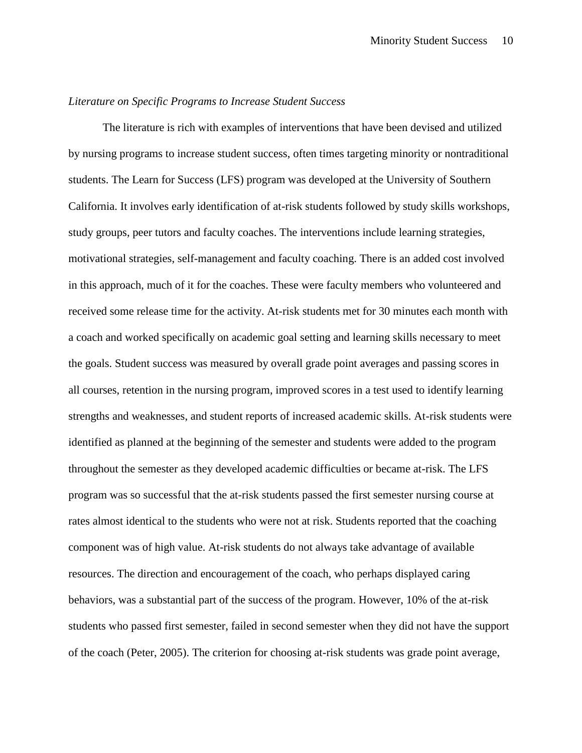*Literature on Specific Programs to Increase Student Success*

The literature is rich with examples of interventions that have been devised and utilized by nursing programs to increase student success, often times targeting minority or nontraditional students. The Learn for Success (LFS) program was developed at the University of Southern California. It involves early identification of at-risk students followed by study skills workshops, study groups, peer tutors and faculty coaches. The interventions include learning strategies, motivational strategies, self-management and faculty coaching. There is an added cost involved in this approach, much of it for the coaches. These were faculty members who volunteered and received some release time for the activity. At-risk students met for 30 minutes each month with a coach and worked specifically on academic goal setting and learning skills necessary to meet the goals. Student success was measured by overall grade point averages and passing scores in all courses, retention in the nursing program, improved scores in a test used to identify learning strengths and weaknesses, and student reports of increased academic skills. At-risk students were identified as planned at the beginning of the semester and students were added to the program throughout the semester as they developed academic difficulties or became at-risk. The LFS program was so successful that the at-risk students passed the first semester nursing course at rates almost identical to the students who were not at risk. Students reported that the coaching component was of high value. At-risk students do not always take advantage of available resources. The direction and encouragement of the coach, who perhaps displayed caring behaviors, was a substantial part of the success of the program. However, 10% of the at-risk students who passed first semester, failed in second semester when they did not have the support of the coach (Peter, 2005). The criterion for choosing at-risk students was grade point average,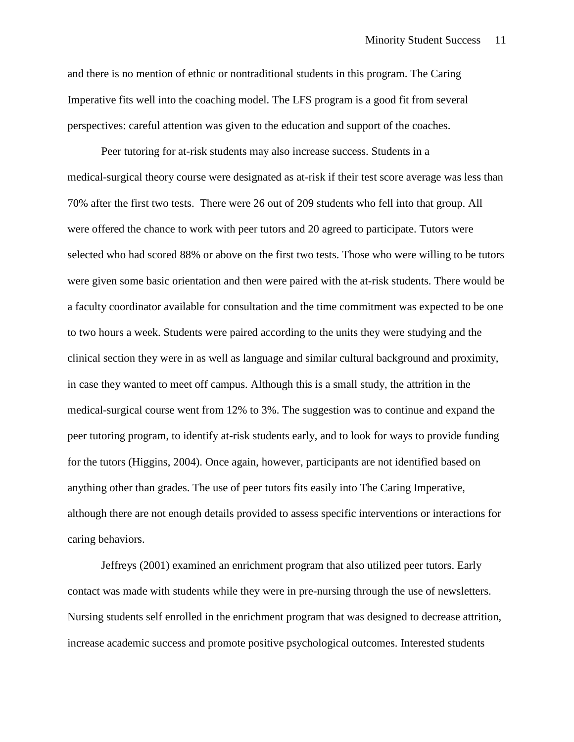and there is no mention of ethnic or nontraditional students in this program. The Caring Imperative fits well into the coaching model. The LFS program is a good fit from several perspectives: careful attention was given to the education and support of the coaches.

Peer tutoring for at-risk students may also increase success. Students in a medical-surgical theory course were designated as at-risk if their test score average was less than 70% after the first two tests. There were 26 out of 209 students who fell into that group. All were offered the chance to work with peer tutors and 20 agreed to participate. Tutors were selected who had scored 88% or above on the first two tests. Those who were willing to be tutors were given some basic orientation and then were paired with the at-risk students. There would be a faculty coordinator available for consultation and the time commitment was expected to be one to two hours a week. Students were paired according to the units they were studying and the clinical section they were in as well as language and similar cultural background and proximity, in case they wanted to meet off campus. Although this is a small study, the attrition in the medical-surgical course went from 12% to 3%. The suggestion was to continue and expand the peer tutoring program, to identify at-risk students early, and to look for ways to provide funding for the tutors (Higgins, 2004). Once again, however, participants are not identified based on anything other than grades. The use of peer tutors fits easily into The Caring Imperative, although there are not enough details provided to assess specific interventions or interactions for caring behaviors.

Jeffreys (2001) examined an enrichment program that also utilized peer tutors. Early contact was made with students while they were in pre-nursing through the use of newsletters. Nursing students self enrolled in the enrichment program that was designed to decrease attrition, increase academic success and promote positive psychological outcomes. Interested students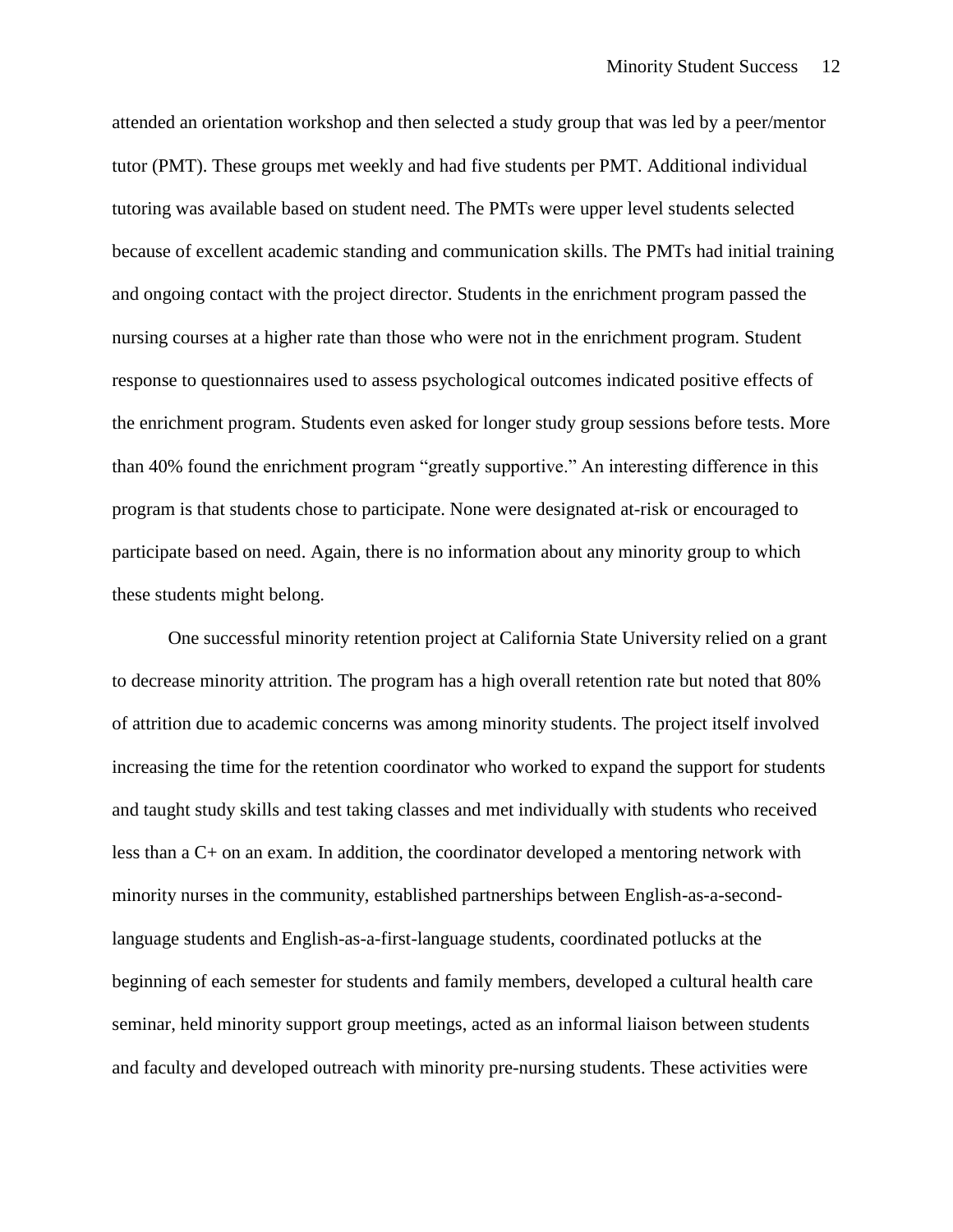attended an orientation workshop and then selected a study group that was led by a peer/mentor tutor (PMT). These groups met weekly and had five students per PMT. Additional individual tutoring was available based on student need. The PMTs were upper level students selected because of excellent academic standing and communication skills. The PMTs had initial training and ongoing contact with the project director. Students in the enrichment program passed the nursing courses at a higher rate than those who were not in the enrichment program. Student response to questionnaires used to assess psychological outcomes indicated positive effects of the enrichment program. Students even asked for longer study group sessions before tests. More than 40% found the enrichment program "greatly supportive." An interesting difference in this program is that students chose to participate. None were designated at-risk or encouraged to participate based on need. Again, there is no information about any minority group to which these students might belong.

One successful minority retention project at California State University relied on a grant to decrease minority attrition. The program has a high overall retention rate but noted that 80% of attrition due to academic concerns was among minority students. The project itself involved increasing the time for the retention coordinator who worked to expand the support for students and taught study skills and test taking classes and met individually with students who received less than a C+ on an exam. In addition, the coordinator developed a mentoring network with minority nurses in the community, established partnerships between English-as-a-second-language students and English-as-a-first-language students, coordinated potlucks at the beginning of each semester for students and family members, developed a cultural health care seminar, held minority support group meetings, acted as an informal liaison between students and faculty and developed outreach with minority pre-nursing students. These activities were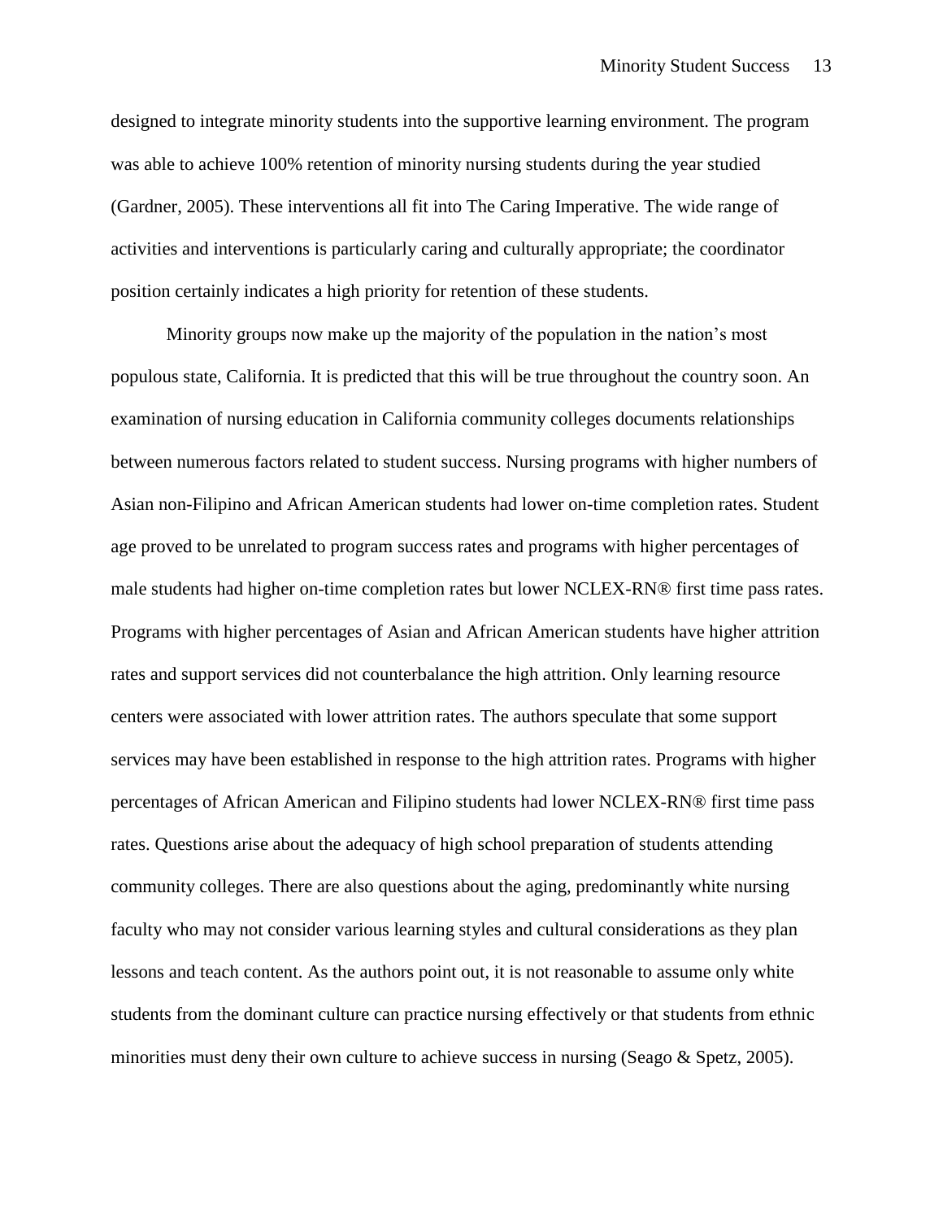designed to integrate minority students into the supportive learning environment. The program was able to achieve 100% retention of minority nursing students during the year studied (Gardner, 2005). These interventions all fit into The Caring Imperative. The wide range of activities and interventions is particularly caring and culturally appropriate; the coordinator position certainly indicates a high priority for retention of these students.

Minority groups now make up the majority of the population in the nation's most populous state, California. It is predicted that this will be true throughout the country soon. An examination of nursing education in California community colleges documents relationships between numerous factors related to student success. Nursing programs with higher numbers of Asian non-Filipino and African American students had lower on-time completion rates. Student age proved to be unrelated to program success rates and programs with higher percentages of male students had higher on-time completion rates but lower NCLEX-RN® first time pass rates. Programs with higher percentages of Asian and African American students have higher attrition rates and support services did not counterbalance the high attrition. Only learning resource centers were associated with lower attrition rates. The authors speculate that some support services may have been established in response to the high attrition rates. Programs with higher percentages of African American and Filipino students had lower NCLEX-RN® first time pass rates. Questions arise about the adequacy of high school preparation of students attending community colleges. There are also questions about the aging, predominantly white nursing faculty who may not consider various learning styles and cultural considerations as they plan lessons and teach content. As the authors point out, it is not reasonable to assume only white students from the dominant culture can practice nursing effectively or that students from ethnic minorities must deny their own culture to achieve success in nursing (Seago & Spetz, 2005).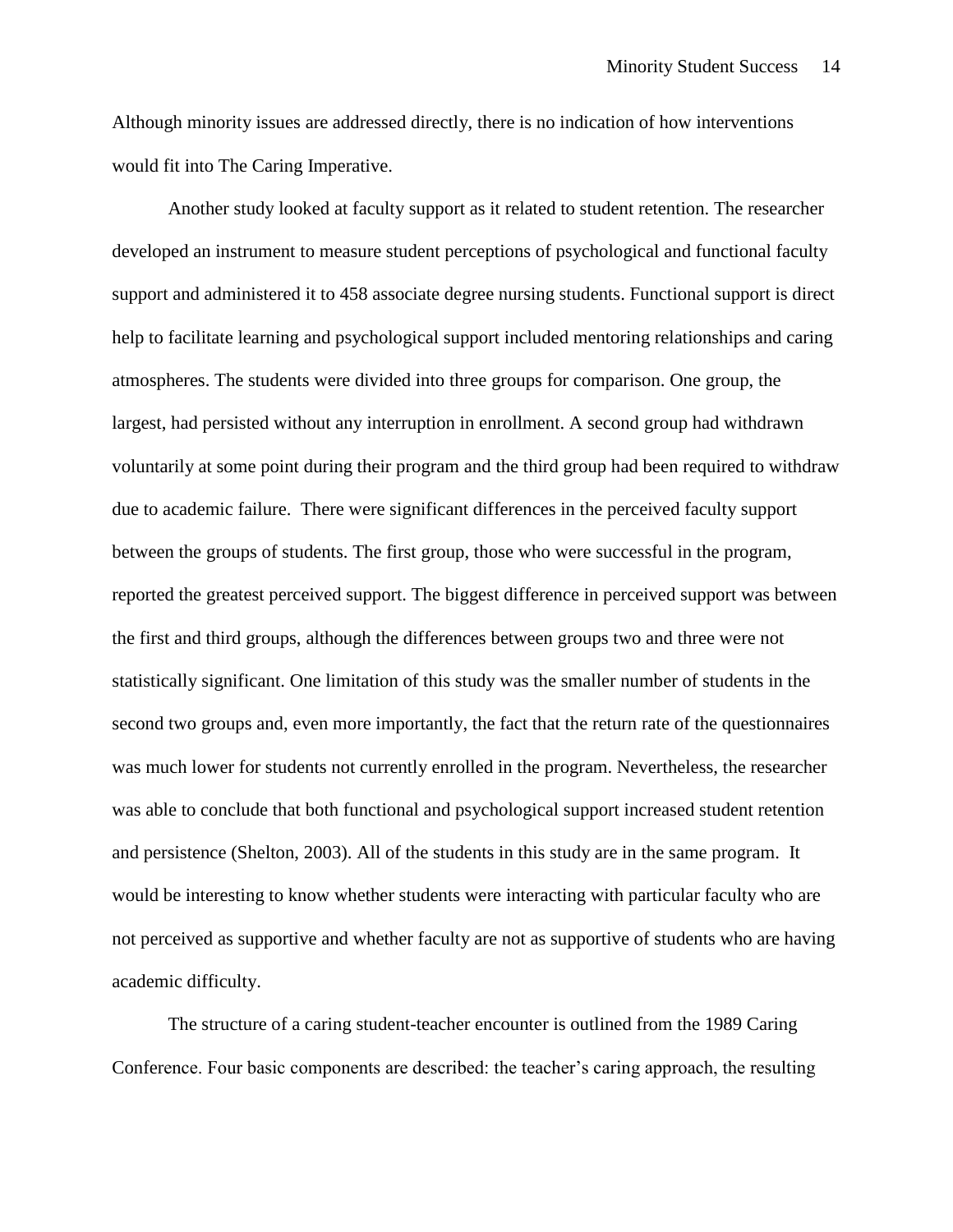Although minority issues are addressed directly, there is no indication of how interventions would fit into The Caring Imperative.

Another study looked at faculty support as it related to student retention. The researcher developed an instrument to measure student perceptions of psychological and functional faculty support and administered it to 458 associate degree nursing students. Functional support is direct help to facilitate learning and psychological support included mentoring relationships and caring atmospheres. The students were divided into three groups for comparison. One group, the largest, had persisted without any interruption in enrollment. A second group had withdrawn voluntarily at some point during their program and the third group had been required to withdraw due to academic failure. There were significant differences in the perceived faculty support between the groups of students. The first group, those who were successful in the program, reported the greatest perceived support. The biggest difference in perceived support was between the first and third groups, although the differences between groups two and three were not statistically significant. One limitation of this study was the smaller number of students in the second two groups and, even more importantly, the fact that the return rate of the questionnaires was much lower for students not currently enrolled in the program. Nevertheless, the researcher was able to conclude that both functional and psychological support increased student retention and persistence (Shelton, 2003). All of the students in this study are in the same program. It would be interesting to know whether students were interacting with particular faculty who are not perceived as supportive and whether faculty are not as supportive of students who are having academic difficulty.

The structure of a caring student-teacher encounter is outlined from the 1989 Caring Conference. Four basic components are described: the teacher's caring approach, the resulting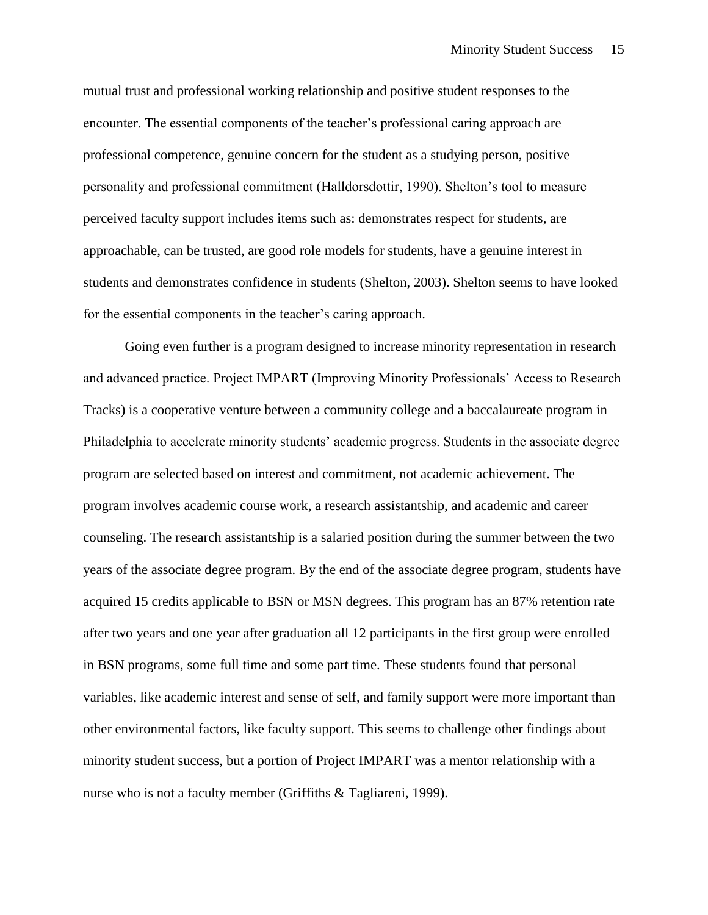mutual trust and professional working relationship and positive student responses to the encounter. The essential components of the teacher's professional caring approach are professional competence, genuine concern for the student as a studying person, positive personality and professional commitment (Halldorsdottir, 1990). Shelton's tool to measure perceived faculty support includes items such as: demonstrates respect for students, are approachable, can be trusted, are good role models for students, have a genuine interest in students and demonstrates confidence in students (Shelton, 2003). Shelton seems to have looked for the essential components in the teacher's caring approach.

Going even further is a program designed to increase minority representation in research and advanced practice. Project IMPART (Improving Minority Professionals' Access to Research Tracks) is a cooperative venture between a community college and a baccalaureate program in Philadelphia to accelerate minority students' academic progress. Students in the associate degree program are selected based on interest and commitment, not academic achievement. The program involves academic course work, a research assistantship, and academic and career counseling. The research assistantship is a salaried position during the summer between the two years of the associate degree program. By the end of the associate degree program, students have acquired 15 credits applicable to BSN or MSN degrees. This program has an 87% retention rate after two years and one year after graduation all 12 participants in the first group were enrolled in BSN programs, some full time and some part time. These students found that personal variables, like academic interest and sense of self, and family support were more important than other environmental factors, like faculty support. This seems to challenge other findings about minority student success, but a portion of Project IMPART was a mentor relationship with a nurse who is not a faculty member (Griffiths & Tagliareni, 1999).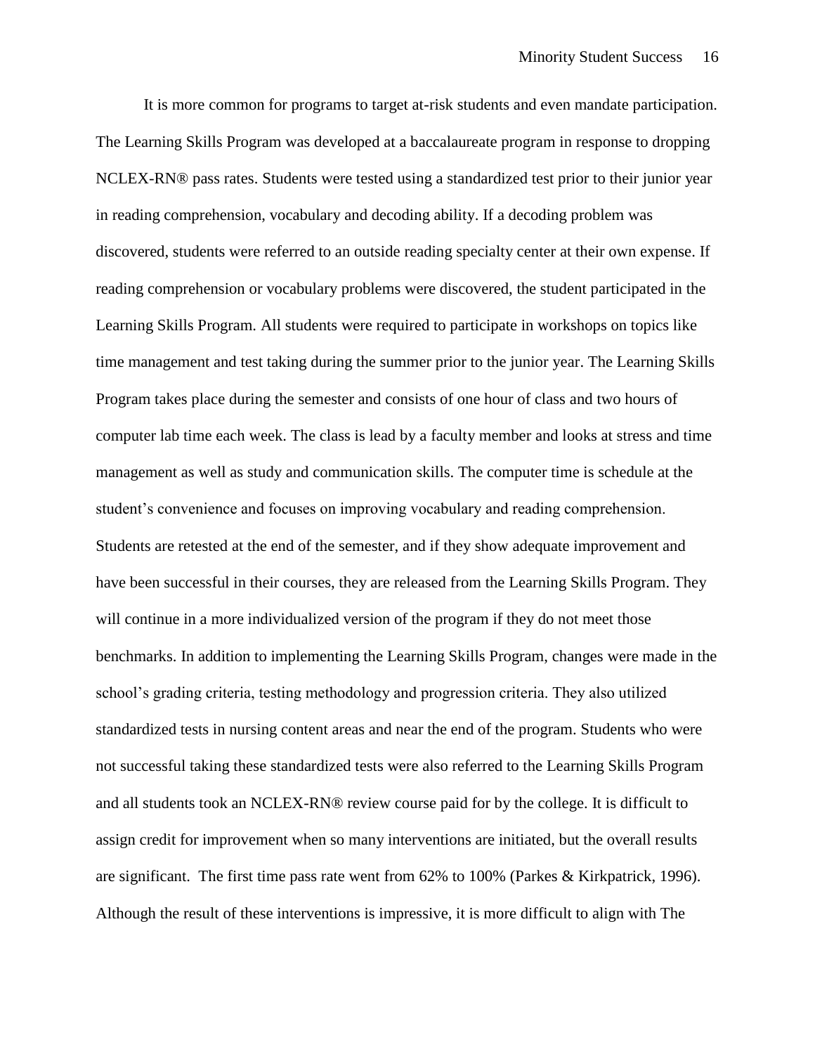It is more common for programs to target at-risk students and even mandate participation. The Learning Skills Program was developed at a baccalaureate program in response to dropping NCLEX-RN® pass rates. Students were tested using a standardized test prior to their junior year in reading comprehension, vocabulary and decoding ability. If a decoding problem was discovered, students were referred to an outside reading specialty center at their own expense. If reading comprehension or vocabulary problems were discovered, the student participated in the Learning Skills Program. All students were required to participate in workshops on topics like time management and test taking during the summer prior to the junior year. The Learning Skills Program takes place during the semester and consists of one hour of class and two hours of computer lab time each week. The class is lead by a faculty member and looks at stress and time management as well as study and communication skills. The computer time is schedule at the student's convenience and focuses on improving vocabulary and reading comprehension. Students are retested at the end of the semester, and if they show adequate improvement and have been successful in their courses, they are released from the Learning Skills Program. They will continue in a more individualized version of the program if they do not meet those benchmarks. In addition to implementing the Learning Skills Program, changes were made in the school's grading criteria, testing methodology and progression criteria. They also utilized standardized tests in nursing content areas and near the end of the program. Students who were not successful taking these standardized tests were also referred to the Learning Skills Program and all students took an NCLEX-RN® review course paid for by the college. It is difficult to assign credit for improvement when so many interventions are initiated, but the overall results are significant. The first time pass rate went from 62% to 100% (Parkes & Kirkpatrick, 1996). Although the result of these interventions is impressive, it is more difficult to align with The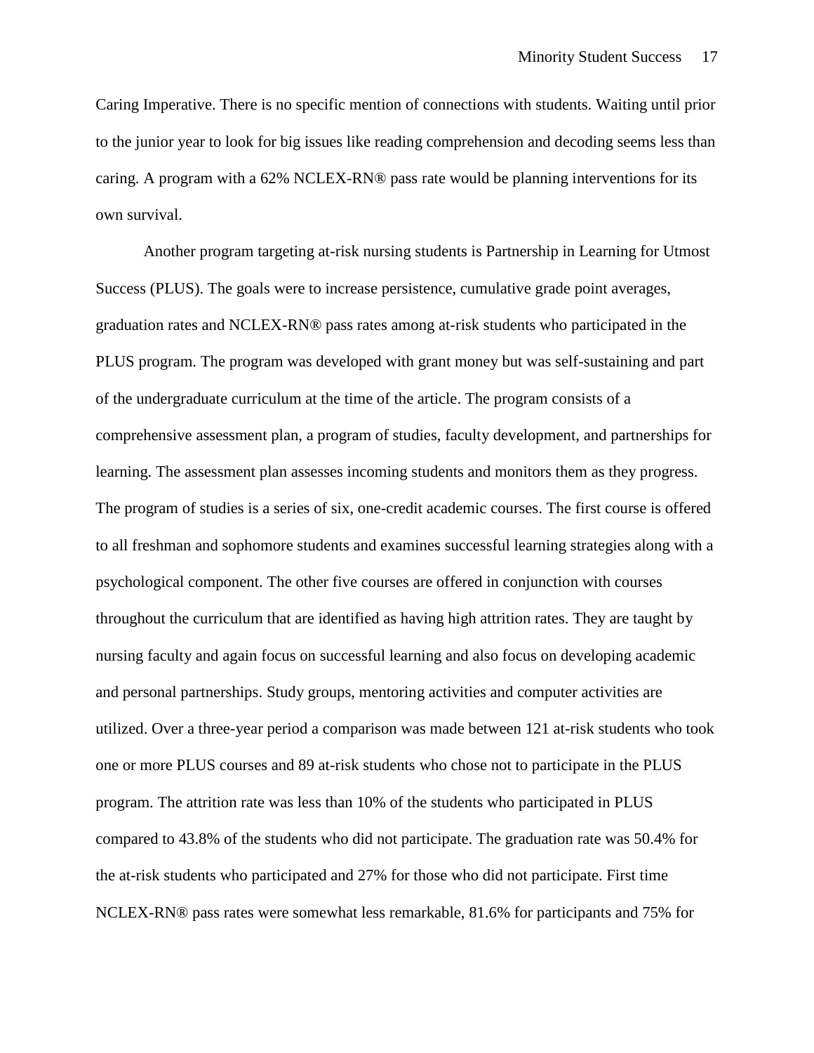Caring Imperative. There is no specific mention of connections with students. Waiting until prior to the junior year to look for big issues like reading comprehension and decoding seems less than caring. A program with a 62% NCLEX-RN® pass rate would be planning interventions for its own survival.

Another program targeting at-risk nursing students is Partnership in Learning for Utmost Success (PLUS). The goals were to increase persistence, cumulative grade point averages, graduation rates and NCLEX-RN® pass rates among at-risk students who participated in the PLUS program. The program was developed with grant money but was self-sustaining and part of the undergraduate curriculum at the time of the article. The program consists of a comprehensive assessment plan, a program of studies, faculty development, and partnerships for learning. The assessment plan assesses incoming students and monitors them as they progress. The program of studies is a series of six, one-credit academic courses. The first course is offered to all freshman and sophomore students and examines successful learning strategies along with a psychological component. The other five courses are offered in conjunction with courses throughout the curriculum that are identified as having high attrition rates. They are taught by nursing faculty and again focus on successful learning and also focus on developing academic and personal partnerships. Study groups, mentoring activities and computer activities are utilized. Over a three-year period a comparison was made between 121 at-risk students who took one or more PLUS courses and 89 at-risk students who chose not to participate in the PLUS program. The attrition rate was less than 10% of the students who participated in PLUS compared to 43.8% of the students who did not participate. The graduation rate was 50.4% for the at-risk students who participated and 27% for those who did not participate. First time NCLEX-RN® pass rates were somewhat less remarkable, 81.6% for participants and 75% for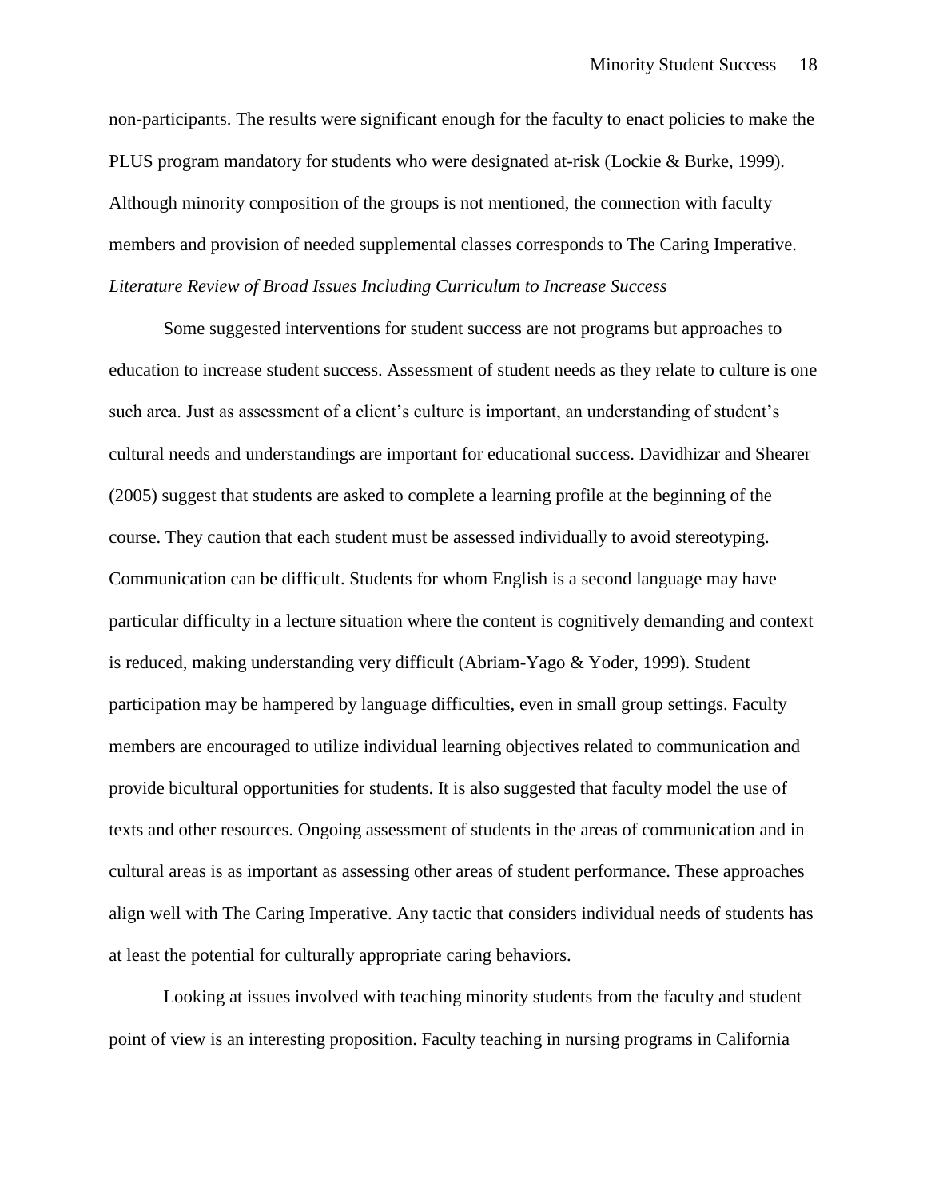non-participants. The results were significant enough for the faculty to enact policies to make the PLUS program mandatory for students who were designated at-risk (Lockie & Burke, 1999). Although minority composition of the groups is not mentioned, the connection with faculty members and provision of needed supplemental classes corresponds to The Caring Imperative.

### *Literature Review of Broad Issues Including Curriculum to Increase Success*

Some suggested interventions for student success are not programs but approaches to education to increase student success. Assessment of student needs as they relate to culture is one such area. Just as assessment of a client's culture is important, an understanding of student's cultural needs and understandings are important for educational success. Davidhizar and Shearer (2005) suggest that students are asked to complete a learning profile at the beginning of the course. They caution that each student must be assessed individually to avoid stereotyping. Communication can be difficult. Students for whom English is a second language may have particular difficulty in a lecture situation where the content is cognitively demanding and context is reduced, making understanding very difficult (Abriam-Yago & Yoder, 1999). Student participation may be hampered by language difficulties, even in small group settings. Faculty members are encouraged to utilize individual learning objectives related to communication and provide bicultural opportunities for students. It is also suggested that faculty model the use of texts and other resources. Ongoing assessment of students in the areas of communication and in cultural areas is as important as assessing other areas of student performance. These approaches align well with The Caring Imperative. Any tactic that considers individual needs of students has at least the potential for culturally appropriate caring behaviors.

Looking at issues involved with teaching minority students from the faculty and student point of view is an interesting proposition. Faculty teaching in nursing programs in California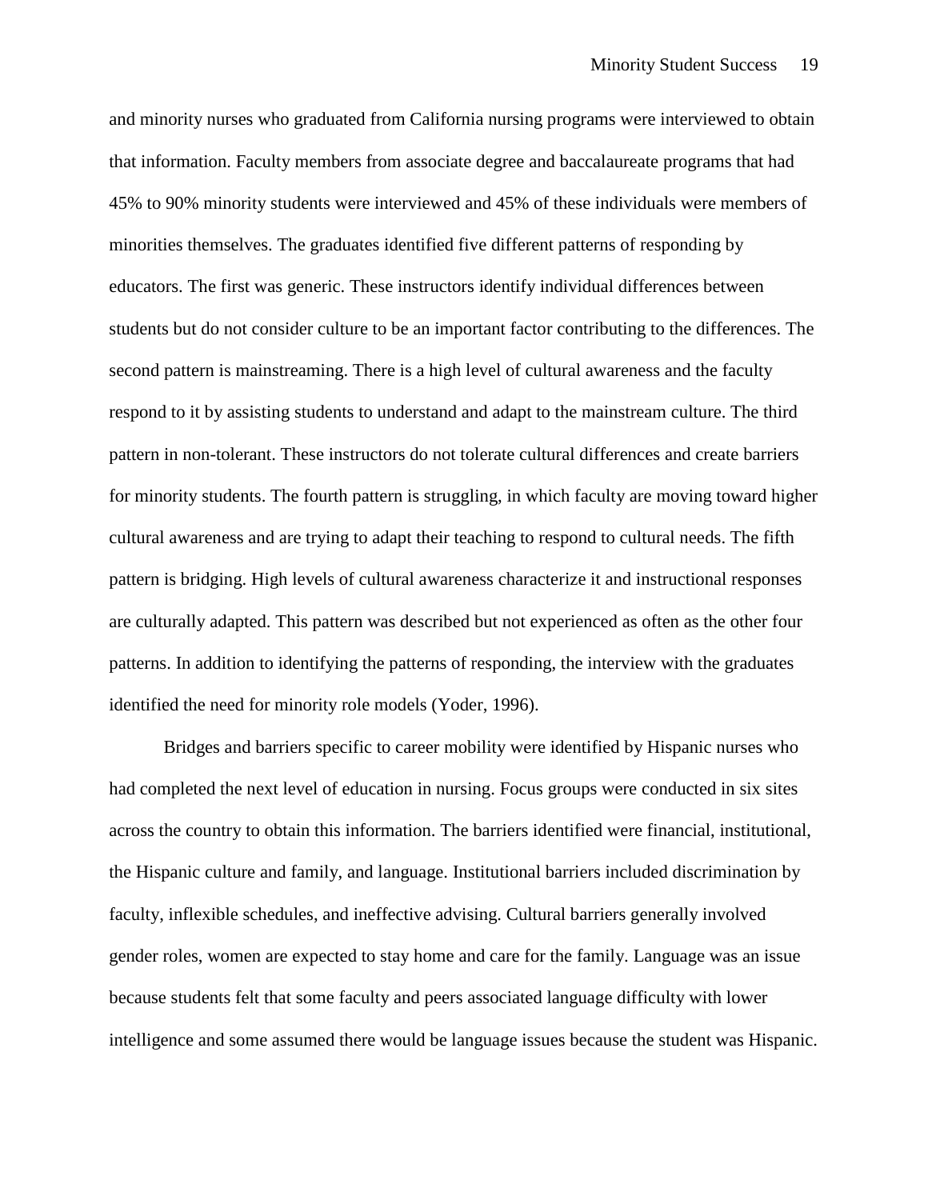and minority nurses who graduated from California nursing programs were interviewed to obtain that information. Faculty members from associate degree and baccalaureate programs that had 45% to 90% minority students were interviewed and 45% of these individuals were members of minorities themselves. The graduates identified five different patterns of responding by educators. The first was generic. These instructors identify individual differences between students but do not consider culture to be an important factor contributing to the differences. The second pattern is mainstreaming. There is a high level of cultural awareness and the faculty respond to it by assisting students to understand and adapt to the mainstream culture. The third pattern in non-tolerant. These instructors do not tolerate cultural differences and create barriers for minority students. The fourth pattern is struggling, in which faculty are moving toward higher cultural awareness and are trying to adapt their teaching to respond to cultural needs. The fifth pattern is bridging. High levels of cultural awareness characterize it and instructional responses are culturally adapted. This pattern was described but not experienced as often as the other four patterns. In addition to identifying the patterns of responding, the interview with the graduates identified the need for minority role models (Yoder, 1996).

Bridges and barriers specific to career mobility were identified by Hispanic nurses who had completed the next level of education in nursing. Focus groups were conducted in six sites across the country to obtain this information. The barriers identified were financial, institutional, the Hispanic culture and family, and language. Institutional barriers included discrimination by faculty, inflexible schedules, and ineffective advising. Cultural barriers generally involved gender roles, women are expected to stay home and care for the family. Language was an issue because students felt that some faculty and peers associated language difficulty with lower intelligence and some assumed there would be language issues because the student was Hispanic.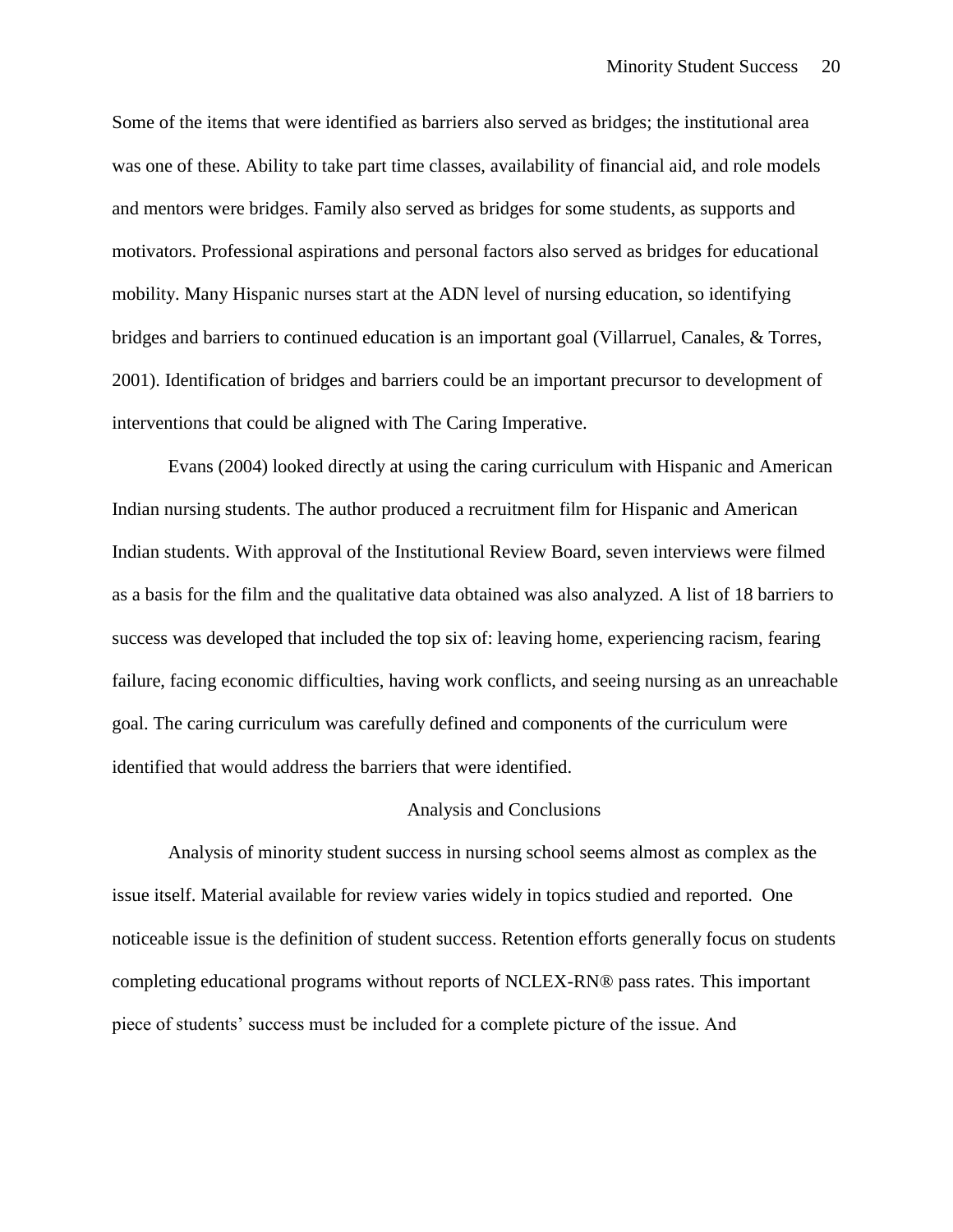Some of the items that were identified as barriers also served as bridges; the institutional area was one of these. Ability to take part time classes, availability of financial aid, and role models and mentors were bridges. Family also served as bridges for some students, as supports and motivators. Professional aspirations and personal factors also served as bridges for educational mobility. Many Hispanic nurses start at the ADN level of nursing education, so identifying bridges and barriers to continued education is an important goal (Villarruel, Canales, & Torres, 2001). Identification of bridges and barriers could be an important precursor to development of interventions that could be aligned with The Caring Imperative.

Evans (2004) looked directly at using the caring curriculum with Hispanic and American Indian nursing students. The author produced a recruitment film for Hispanic and American Indian students. With approval of the Institutional Review Board, seven interviews were filmed as a basis for the film and the qualitative data obtained was also analyzed. A list of 18 barriers to success was developed that included the top six of: leaving home, experiencing racism, fearing failure, facing economic difficulties, having work conflicts, and seeing nursing as an unreachable goal. The caring curriculum was carefully defined and components of the curriculum were identified that would address the barriers that were identified.

## Analysis and Conclusions

Analysis of minority student success in nursing school seems almost as complex as the issue itself. Material available for review varies widely in topics studied and reported. One noticeable issue is the definition of student success. Retention efforts generally focus on students completing educational programs without reports of NCLEX-RN® pass rates. This important piece of students' success must be included for a complete picture of the issue. And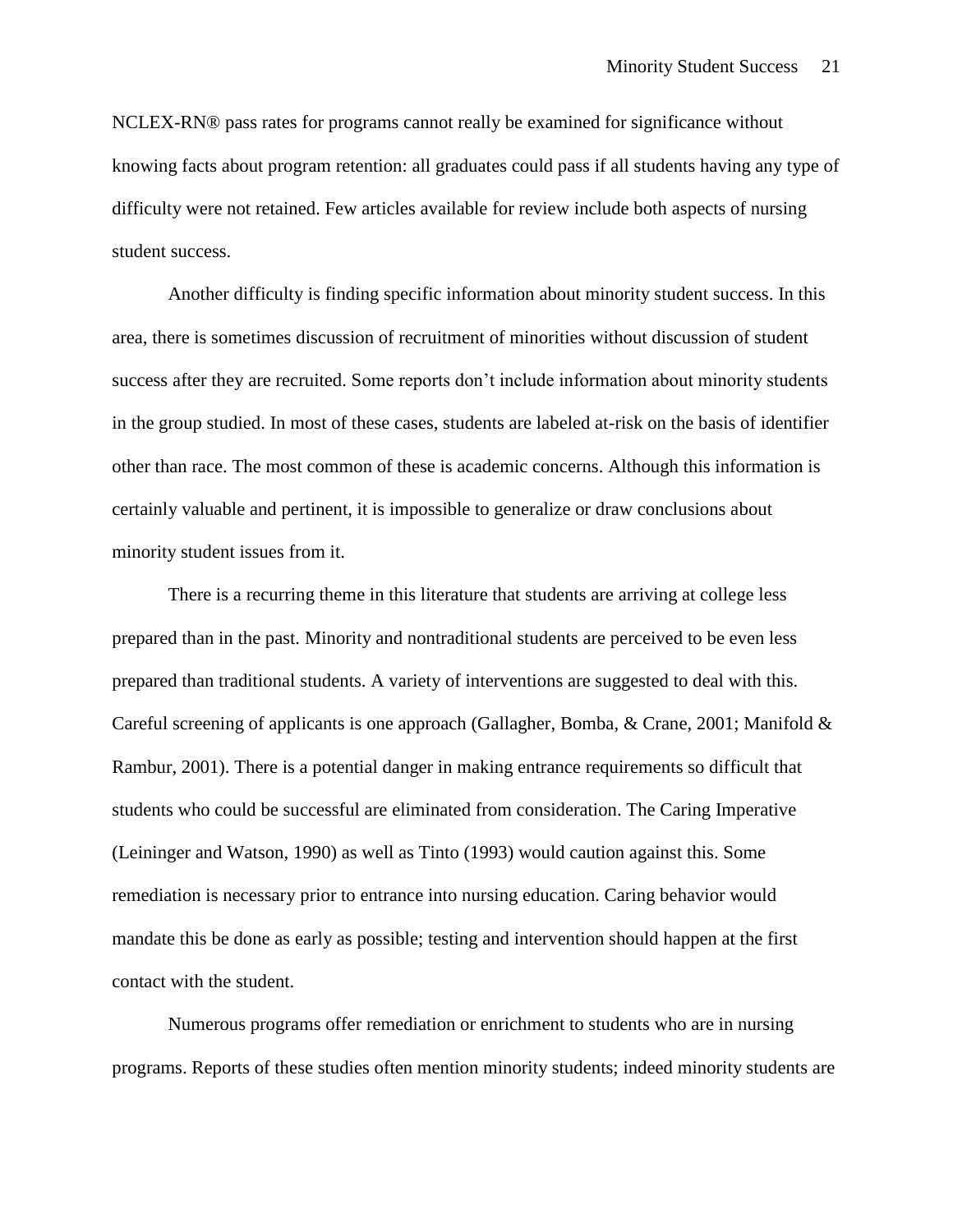NCLEX-RN® pass rates for programs cannot really be examined for significance without knowing facts about program retention: all graduates could pass if all students having any type of difficulty were not retained. Few articles available for review include both aspects of nursing student success.

Another difficulty is finding specific information about minority student success. In this area, there is sometimes discussion of recruitment of minorities without discussion of student success after they are recruited. Some reports don't include information about minority students in the group studied. In most of these cases, students are labeled at-risk on the basis of identifier other than race. The most common of these is academic concerns. Although this information is certainly valuable and pertinent, it is impossible to generalize or draw conclusions about minority student issues from it.

There is a recurring theme in this literature that students are arriving at college less prepared than in the past. Minority and nontraditional students are perceived to be even less prepared than traditional students. A variety of interventions are suggested to deal with this. Careful screening of applicants is one approach (Gallagher, Bomba, & Crane, 2001; Manifold & Rambur, 2001). There is a potential danger in making entrance requirements so difficult that students who could be successful are eliminated from consideration. The Caring Imperative (Leininger and Watson, 1990) as well as Tinto (1993) would caution against this. Some remediation is necessary prior to entrance into nursing education. Caring behavior would mandate this be done as early as possible; testing and intervention should happen at the first contact with the student.

Numerous programs offer remediation or enrichment to students who are in nursing programs. Reports of these studies often mention minority students; indeed minority students are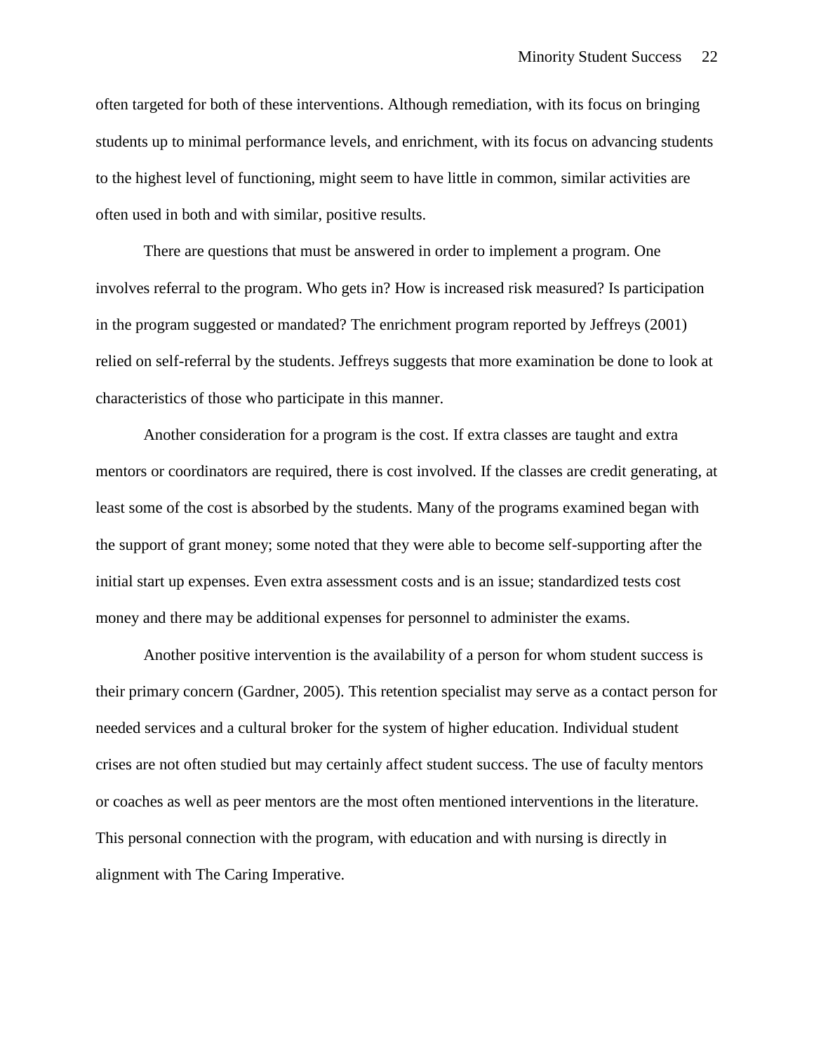often targeted for both of these interventions. Although remediation, with its focus on bringing students up to minimal performance levels, and enrichment, with its focus on advancing students to the highest level of functioning, might seem to have little in common, similar activities are often used in both and with similar, positive results.

There are questions that must be answered in order to implement a program. One involves referral to the program. Who gets in? How is increased risk measured? Is participation in the program suggested or mandated? The enrichment program reported by Jeffreys (2001) relied on self-referral by the students. Jeffreys suggests that more examination be done to look at characteristics of those who participate in this manner.

Another consideration for a program is the cost. If extra classes are taught and extra mentors or coordinators are required, there is cost involved. If the classes are credit generating, at least some of the cost is absorbed by the students. Many of the programs examined began with the support of grant money; some noted that they were able to become self-supporting after the initial start up expenses. Even extra assessment costs and is an issue; standardized tests cost money and there may be additional expenses for personnel to administer the exams.

Another positive intervention is the availability of a person for whom student success is their primary concern (Gardner, 2005). This retention specialist may serve as a contact person for needed services and a cultural broker for the system of higher education. Individual student crises are not often studied but may certainly affect student success. The use of faculty mentors or coaches as well as peer mentors are the most often mentioned interventions in the literature. This personal connection with the program, with education and with nursing is directly in alignment with The Caring Imperative.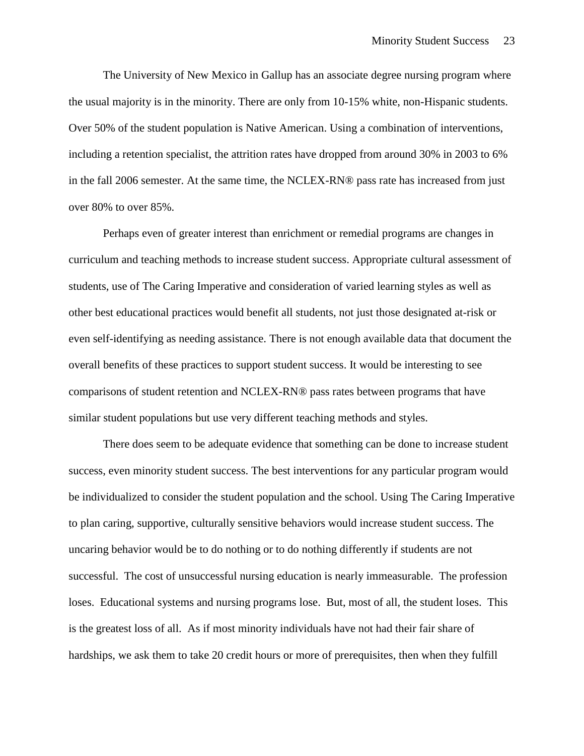The University of New Mexico in Gallup has an associate degree nursing program where the usual majority is in the minority. There are only from 10-15% white, non-Hispanic students. Over 50% of the student population is Native American. Using a combination of interventions, including a retention specialist, the attrition rates have dropped from around 30% in 2003 to 6% in the fall 2006 semester. At the same time, the NCLEX-RN® pass rate has increased from just over 80% to over 85%.

Perhaps even of greater interest than enrichment or remedial programs are changes in curriculum and teaching methods to increase student success. Appropriate cultural assessment of students, use of The Caring Imperative and consideration of varied learning styles as well as other best educational practices would benefit all students, not just those designated at-risk or even self-identifying as needing assistance. There is not enough available data that document the overall benefits of these practices to support student success. It would be interesting to see comparisons of student retention and NCLEX-RN® pass rates between programs that have similar student populations but use very different teaching methods and styles.

There does seem to be adequate evidence that something can be done to increase student success, even minority student success. The best interventions for any particular program would be individualized to consider the student population and the school. Using The Caring Imperative to plan caring, supportive, culturally sensitive behaviors would increase student success. The uncaring behavior would be to do nothing or to do nothing differently if students are not successful. The cost of unsuccessful nursing education is nearly immeasurable. The profession loses. Educational systems and nursing programs lose. But, most of all, the student loses. This is the greatest loss of all. As if most minority individuals have not had their fair share of hardships, we ask them to take 20 credit hours or more of prerequisites, then when they fulfill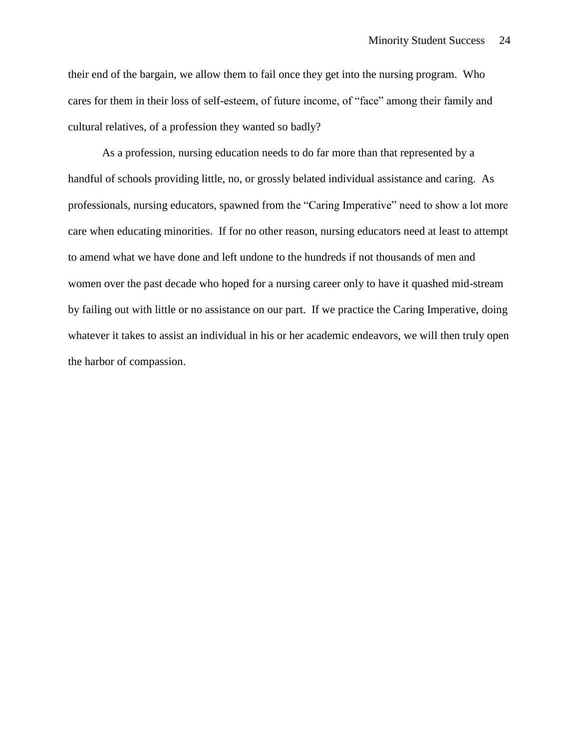their end of the bargain, we allow them to fail once they get into the nursing program. Who cares for them in their loss of self-esteem, of future income, of "face" among their family and cultural relatives, of a profession they wanted so badly?

As a profession, nursing education needs to do far more than that represented by a handful of schools providing little, no, or grossly belated individual assistance and caring. As professionals, nursing educators, spawned from the "Caring Imperative" need to show a lot more care when educating minorities. If for no other reason, nursing educators need at least to attempt to amend what we have done and left undone to the hundreds if not thousands of men and women over the past decade who hoped for a nursing career only to have it quashed mid-stream by failing out with little or no assistance on our part. If we practice the Caring Imperative, doing whatever it takes to assist an individual in his or her academic endeavors, we will then truly open the harbor of compassion.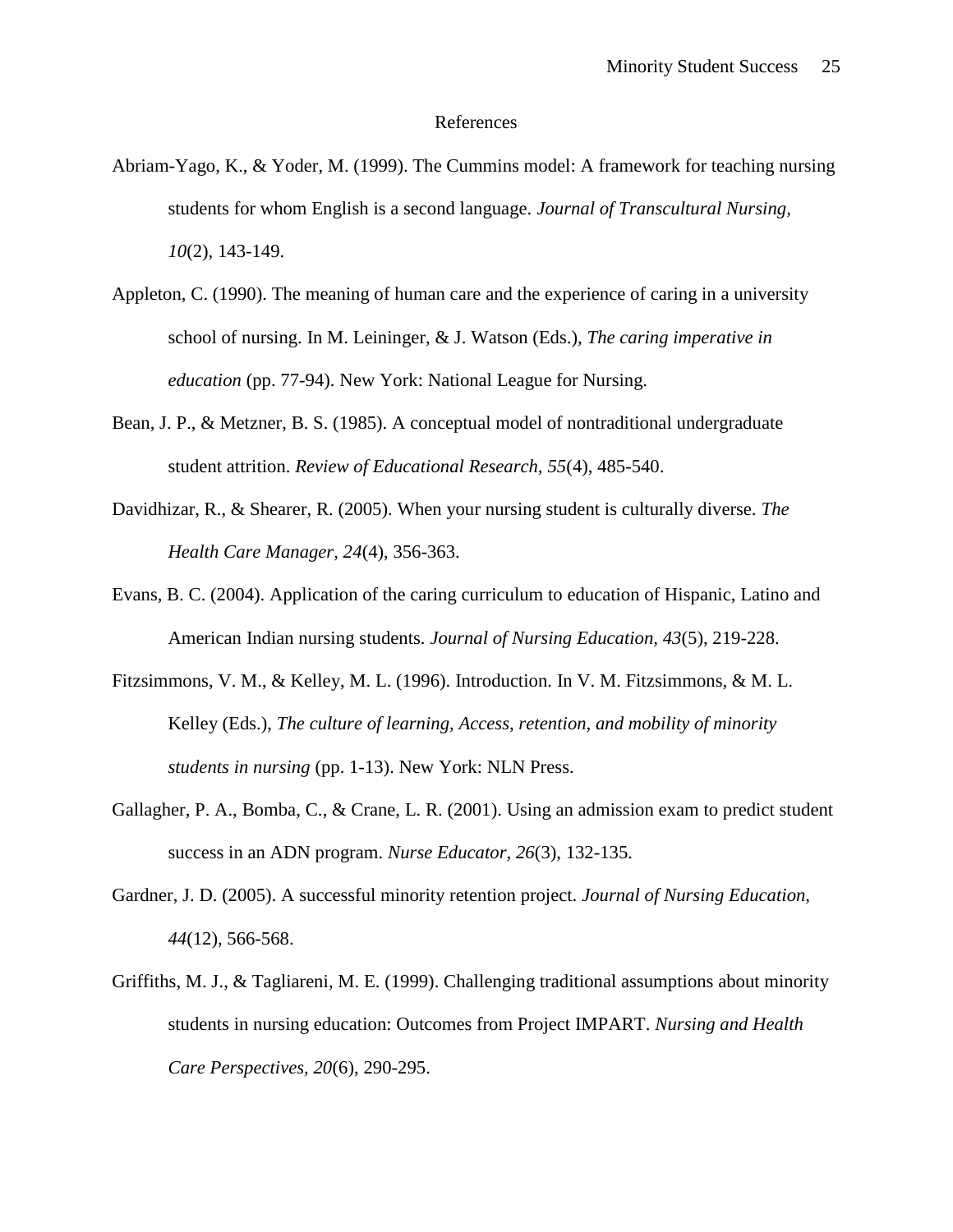# References

Abriam-Yago, K., & Yoder, M. (1999). The Cummins model: A framework for teaching nursing students for whom English is a second language. *Journal of Transcultural Nursing, 10*(2), 143-149.

Appleton, C. (1990). The meaning of human care and the experience of caring in a university school of nursing. In M. Leininger, & J. Watson (Eds.), *The caring imperative in education* (pp. 77-94). New York: National League for Nursing.

Bean, J. P., & Metzner, B. S. (1985). A conceptual model of nontraditional undergraduate student attrition. *Review of Educational Research, 55*(4), 485-540.

Davidhizar, R., & Shearer, R. (2005). When your nursing student is culturally diverse. *The Health Care Manager, 24*(4), 356-363.

Evans, B. C. (2004). Application of the caring curriculum to education of Hispanic, Latino and American Indian nursing students. *Journal of Nursing Education, 43*(5), 219-228.

Fitzsimmons, V. M., & Kelley, M. L. (1996). Introduction. In V. M. Fitzsimmons, & M. L. Kelley (Eds.), *The culture of learning, Access, retention, and mobility of minority students in nursing* (pp. 1-13). New York: NLN Press.

Gallagher, P. A., Bomba, C., & Crane, L. R. (2001). Using an admission exam to predict student success in an ADN program. *Nurse Educator, 26*(3), 132-135.

Gardner, J. D. (2005). A successful minority retention project. *Journal of Nursing Education, 44*(12), 566-568.

Griffiths, M. J., & Tagliareni, M. E. (1999). Challenging traditional assumptions about minority students in nursing education: Outcomes from Project IMPART. *Nursing and Health Care Perspectives, 20*(6), 290-295.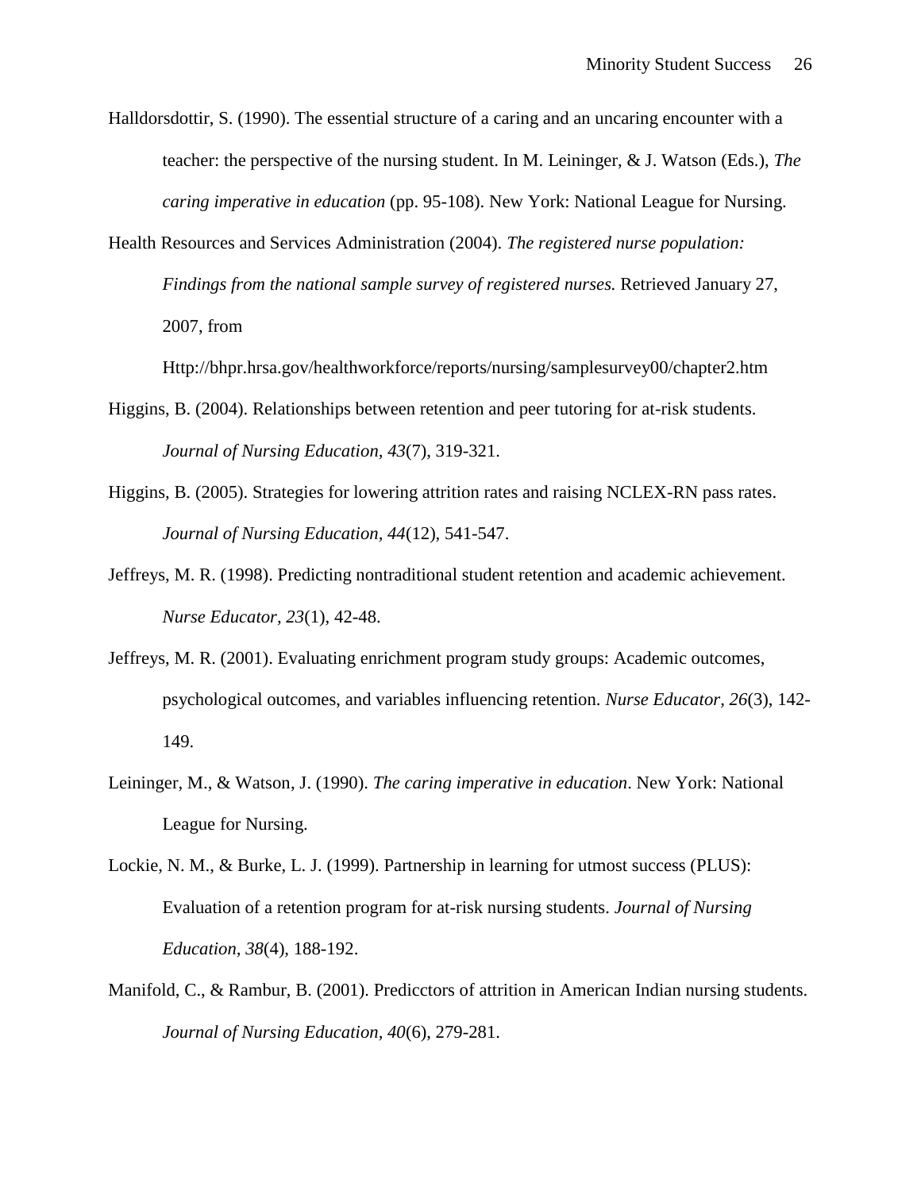Halldorsdottir, S. (1990). The essential structure of a caring and an uncaring encounter with a teacher: the perspective of the nursing student. In M. Leininger, & J. Watson (Eds.), *The caring imperative in education* (pp. 95-108). New York: National League for Nursing.

Health Resources and Services Administration (2004). *The registered nurse population: Findings from the national sample survey of registered nurses.* Retrieved January 27, 2007, from Http://bhpr.hrsa.gov/healthworkforce/reports/nursing/samplesurvey00/chapter2.htm

Higgins, B. (2004). Relationships between retention and peer tutoring for at-risk students. *Journal of Nursing Education, 43*(7), 319-321.

Higgins, B. (2005). Strategies for lowering attrition rates and raising NCLEX-RN pass rates. *Journal of Nursing Education, 44*(12), 541-547.

Jeffreys, M. R. (1998). Predicting nontraditional student retention and academic achievement. *Nurse Educator, 23*(1), 42-48.

Jeffreys, M. R. (2001). Evaluating enrichment program study groups: Academic outcomes, psychological outcomes, and variables influencing retention. *Nurse Educator, 26*(3), 142-149.

Leininger, M., & Watson, J. (1990). *The caring imperative in education*. New York: National League for Nursing.

Lockie, N. M., & Burke, L. J. (1999). Partnership in learning for utmost success (PLUS): Evaluation of a retention program for at-risk nursing students. *Journal of Nursing Education, 38*(4), 188-192.

Manifold, C., & Rambur, B. (2001). Predicctors of attrition in American Indian nursing students. *Journal of Nursing Education, 40*(6), 279-281.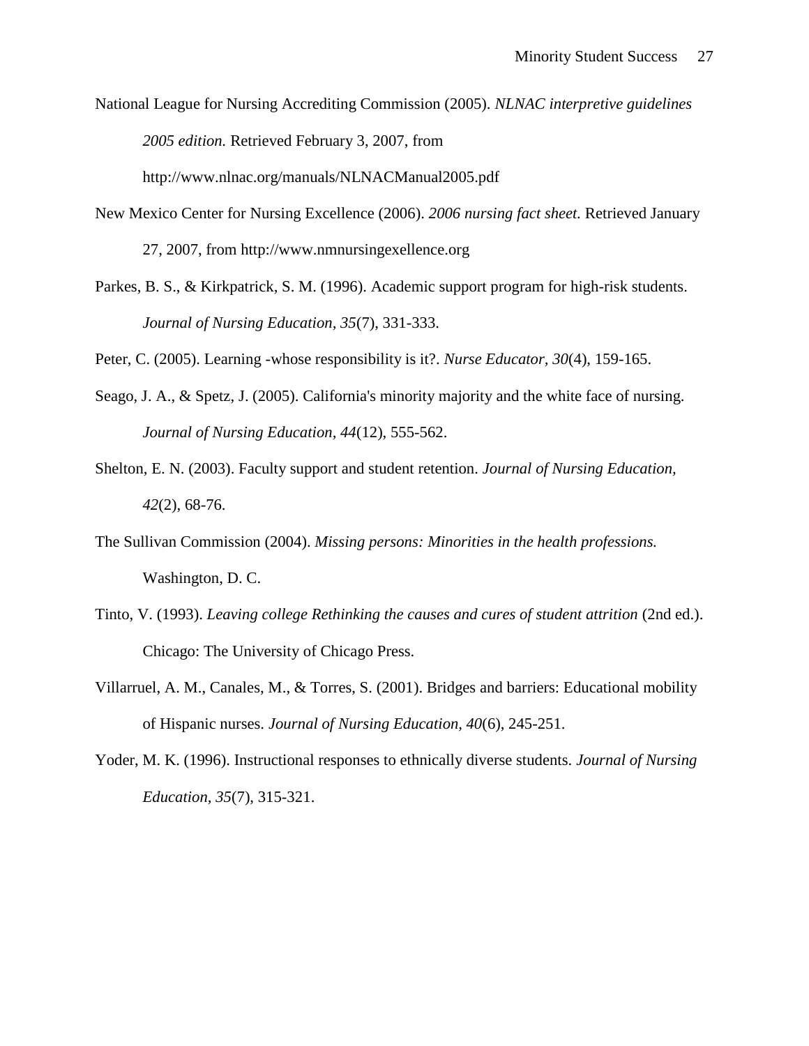National League for Nursing Accrediting Commission (2005). *NLNAC interpretive guidelines 2005 edition.* Retrieved February 3, 2007, from http://www.nlnac.org/manuals/NLNACManual2005.pdf

New Mexico Center for Nursing Excellence (2006). *2006 nursing fact sheet.* Retrieved January 27, 2007, from http://www.nmnursingexellence.org

Parkes, B. S., & Kirkpatrick, S. M. (1996). Academic support program for high-risk students. *Journal of Nursing Education, 35*(7), 331-333.

Peter, C. (2005). Learning -whose responsibility is it?. *Nurse Educator, 30*(4), 159-165.

Seago, J. A., & Spetz, J. (2005). California's minority majority and the white face of nursing. *Journal of Nursing Education, 44*(12), 555-562.

Shelton, E. N. (2003). Faculty support and student retention. *Journal of Nursing Education, 42*(2), 68-76.

The Sullivan Commission (2004). *Missing persons: Minorities in the health professions.* Washington, D. C.

Tinto, V. (1993). *Leaving college Rethinking the causes and cures of student attrition* (2nd ed.). Chicago: The University of Chicago Press.

Villarruel, A. M., Canales, M., & Torres, S. (2001). Bridges and barriers: Educational mobility of Hispanic nurses. *Journal of Nursing Education, 40*(6), 245-251.

Yoder, M. K. (1996). Instructional responses to ethnically diverse students. *Journal of Nursing Education, 35*(7), 315-321.